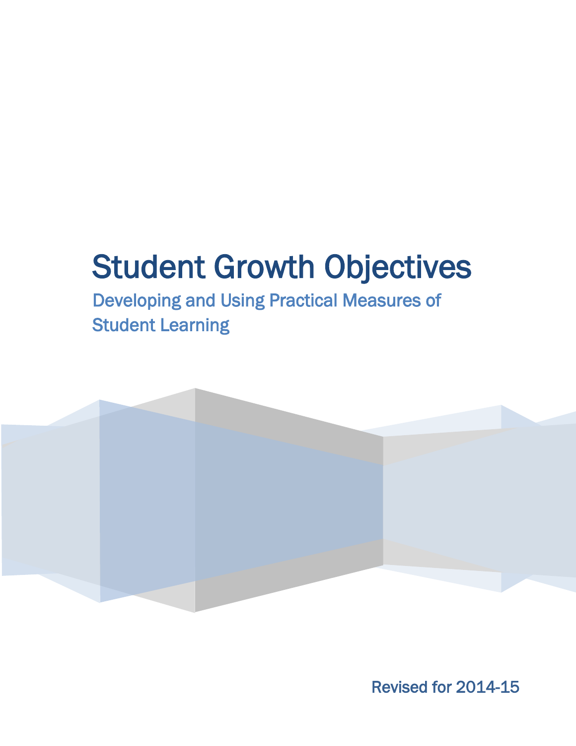# Student Growth Objectives

## Developing and Using Practical Measures of Student Learning

Revised for 2014-15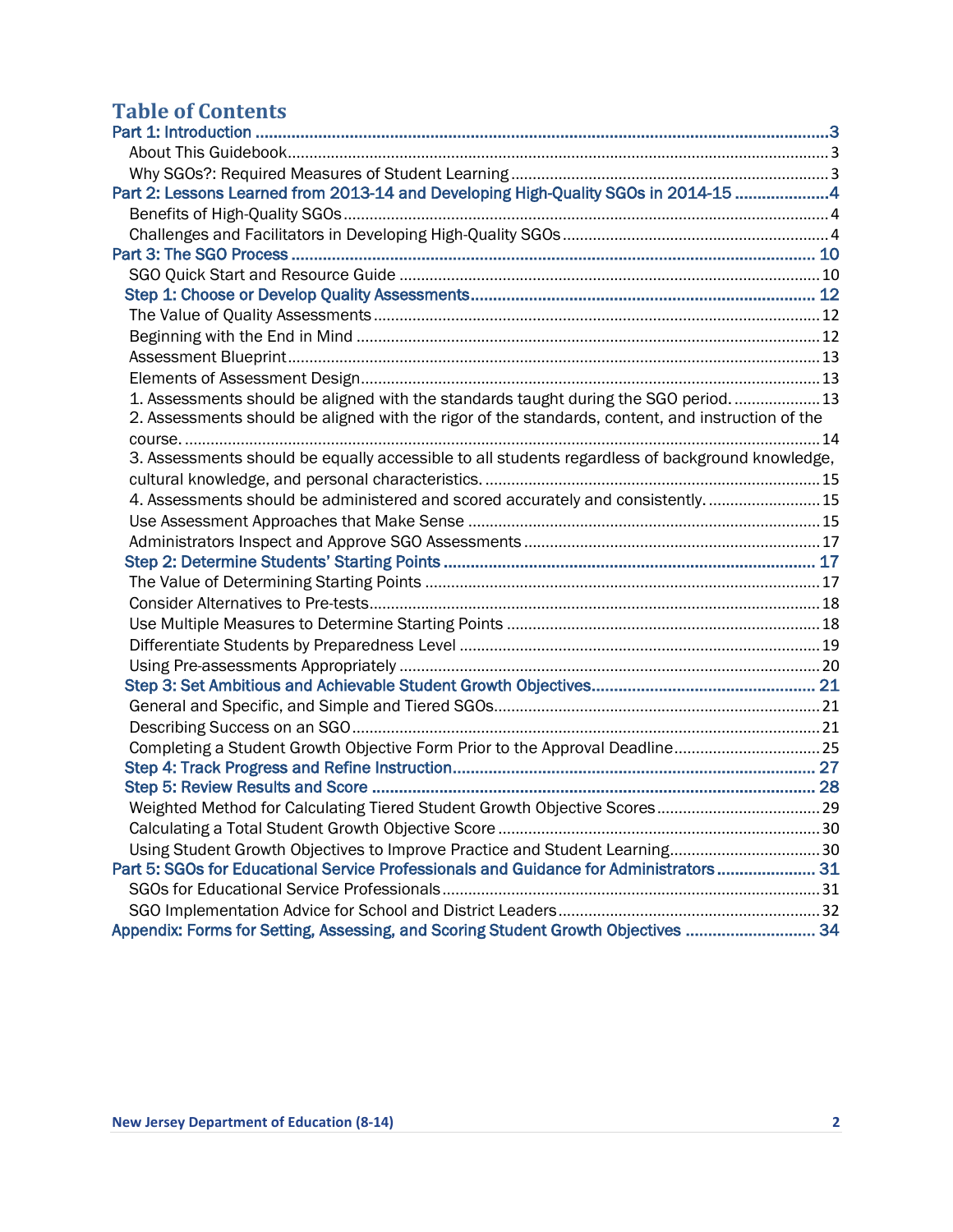# Table of Contents

Part 1: Introduction ....................................................................................................3

- About This Guidebook....................................................................................................3
- Why SGOs?: Required Measures of Student Learning ....................................................3

Part 2: Lessons Learned from 2013-14 and Developing High-Quality SGOs in 2014-15 ....................4

- Benefits of High-Quality SGOs ..........................................................................................4
- Challenges and Facilitators in Developing High-Quality SGOs .........................................4

Part 3: The SGO Process ....................................................................................................10

- SGO Quick Start and Resource Guide ..............................................................................10

Step 1: Choose or Develop Quality Assessments ....................................................................12

- The Value of Quality Assessments ....................................................................................12
- Beginning with the End in Mind ......................................................................................12
- Assessment Blueprint.......................................................................................................13
- Elements of Assessment Design.......................................................................................13
- 1. Assessments should be aligned with the standards taught during the SGO period. ....................13
- 2. Assessments should be aligned with the rigor of the standards, content, and instruction of the course. ..................................................................................................................14
- 3. Assessments should be equally accessible to all students regardless of background knowledge, cultural knowledge, and personal characteristics. ..........................................................15
- 4. Assessments should be administered and scored accurately and consistently. ..........................15
- Use Assessment Approaches that Make Sense .................................................................15
- Administrators Inspect and Approve SGO Assessments ..................................................17

Step 2: Determine Students' Starting Points ..........................................................................17

- The Value of Determining Starting Points .........................................................................17
- Consider Alternatives to Pre-tests.....................................................................................18
- Use Multiple Measures to Determine Starting Points ........................................................18
- Differentiate Students by Preparedness Level ..................................................................19
- Using Pre-assessments Appropriately ...............................................................................20

Step 3: Set Ambitious and Achievable Student Growth Objectives............................................21

- General and Specific, and Simple and Tiered SGOs...........................................................21
- Describing Success on an SGO ..........................................................................................21
- Completing a Student Growth Objective Form Prior to the Approval Deadline.................25

Step 4: Track Progress and Refine Instruction..........................................................................27

Step 5: Review Results and Score ............................................................................................28

- Weighted Method for Calculating Tiered Student Growth Objective Scores......................29
- Calculating a Total Student Growth Objective Score ..........................................................30
- Using Student Growth Objectives to Improve Practice and Student Learning....................30

Part 5: SGOs for Educational Service Professionals and Guidance for Administrators ......................31

- SGOs for Educational Service Professionals.......................................................................31
- SGO Implementation Advice for School and District Leaders ...........................................32

Appendix: Forms for Setting, Assessing, and Scoring Student Growth Objectives .........................34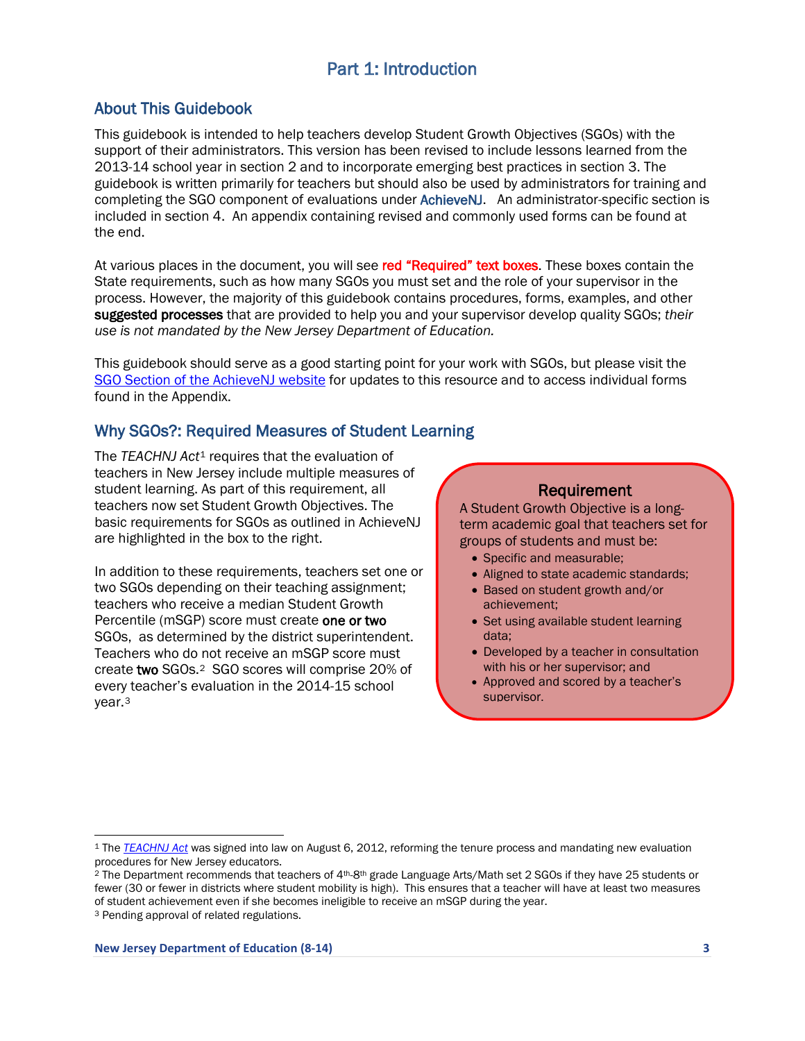# Part 1: Introduction

## About This Guidebook

This guidebook is intended to help teachers develop Student Growth Objectives (SGOs) with the support of their administrators. This version has been revised to include lessons learned from the 2013-14 school year in section 2 and to incorporate emerging best practices in section 3. The guidebook is written primarily for teachers but should also be used by administrators for training and completing the SGO component of evaluations under AchieveNJ. An administrator-specific section is included in section 4. An appendix containing revised and commonly used forms can be found at the end.

At various places in the document, you will see red "Required" text boxes. These boxes contain the State requirements, such as how many SGOs you must set and the role of your supervisor in the process. However, the majority of this guidebook contains procedures, forms, examples, and other **suggested processes** that are provided to help you and your supervisor develop quality SGOs; *their use is not mandated by the New Jersey Department of Education.*

This guidebook should serve as a good starting point for your work with SGOs, but please visit the SGO Section of the AchieveNJ website for updates to this resource and to access individual forms found in the Appendix.

## Why SGOs?: Required Measures of Student Learning

The *TEACHNJ Act*[1] requires that the evaluation of teachers in New Jersey include multiple measures of student learning. As part of this requirement, all teachers now set Student Growth Objectives. The basic requirements for SGOs as outlined in AchieveNJ are highlighted in the box to the right.

In addition to these requirements, teachers set one or two SGOs depending on their teaching assignment; teachers who receive a median Student Growth Percentile (mSGP) score must create **one or two** SGOs, as determined by the district superintendent. Teachers who do not receive an mSGP score must create **two** SGOs.[2] SGO scores will comprise 20% of every teacher's evaluation in the 2014-15 school year.[3]

> **Requirement**
>
> A Student Growth Objective is a long-term academic goal that teachers set for groups of students and must be:
>
> - Specific and measurable;
> - Aligned to state academic standards;
> - Based on student growth and/or achievement;
> - Set using available student learning data;
> - Developed by a teacher in consultation with his or her supervisor; and
> - Approved and scored by a teacher's supervisor.

[1] The *TEACHNJ Act* was signed into law on August 6, 2012, reforming the tenure process and mandating new evaluation procedures for New Jersey educators.

[2] The Department recommends that teachers of 4th-8th grade Language Arts/Math set 2 SGOs if they have 25 students or fewer (30 or fewer in districts where student mobility is high). This ensures that a teacher will have at least two measures of student achievement even if she becomes ineligible to receive an mSGP during the year.

[3] Pending approval of related regulations.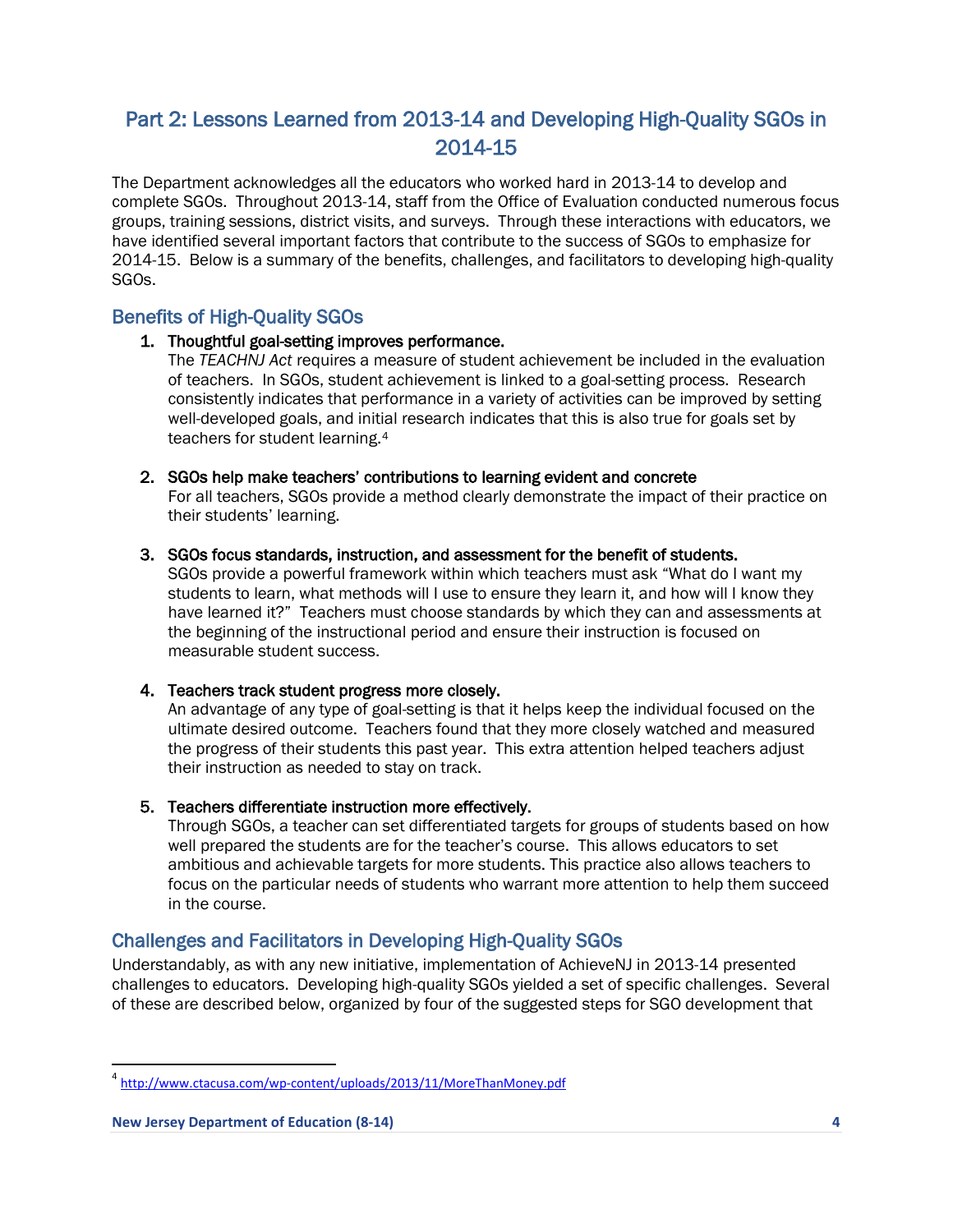## Part 2: Lessons Learned from 2013-14 and Developing High-Quality SGOs in 2014-15

The Department acknowledges all the educators who worked hard in 2013-14 to develop and complete SGOs. Throughout 2013-14, staff from the Office of Evaluation conducted numerous focus groups, training sessions, district visits, and surveys. Through these interactions with educators, we have identified several important factors that contribute to the success of SGOs to emphasize for 2014-15. Below is a summary of the benefits, challenges, and facilitators to developing high-quality SGOs.

### Benefits of High-Quality SGOs

1. **Thoughtful goal-setting improves performance.**
   The *TEACHNJ Act* requires a measure of student achievement be included in the evaluation of teachers. In SGOs, student achievement is linked to a goal-setting process. Research consistently indicates that performance in a variety of activities can be improved by setting well-developed goals, and initial research indicates that this is also true for goals set by teachers for student learning.[4]

2. **SGOs help make teachers' contributions to learning evident and concrete**
   For all teachers, SGOs provide a method clearly demonstrate the impact of their practice on their students' learning.

3. **SGOs focus standards, instruction, and assessment for the benefit of students.**
   SGOs provide a powerful framework within which teachers must ask "What do I want my students to learn, what methods will I use to ensure they learn it, and how will I know they have learned it?" Teachers must choose standards by which they can and assessments at the beginning of the instructional period and ensure their instruction is focused on measurable student success.

4. **Teachers track student progress more closely.**
   An advantage of any type of goal-setting is that it helps keep the individual focused on the ultimate desired outcome. Teachers found that they more closely watched and measured the progress of their students this past year. This extra attention helped teachers adjust their instruction as needed to stay on track.

5. **Teachers differentiate instruction more effectively.**
   Through SGOs, a teacher can set differentiated targets for groups of students based on how well prepared the students are for the teacher's course. This allows educators to set ambitious and achievable targets for more students. This practice also allows teachers to focus on the particular needs of students who warrant more attention to help them succeed in the course.

### Challenges and Facilitators in Developing High-Quality SGOs

Understandably, as with any new initiative, implementation of AchieveNJ in 2013-14 presented challenges to educators. Developing high-quality SGOs yielded a set of specific challenges. Several of these are described below, organized by four of the suggested steps for SGO development that

[4] http://www.ctacusa.com/wp-content/uploads/2013/11/MoreThanMoney.pdf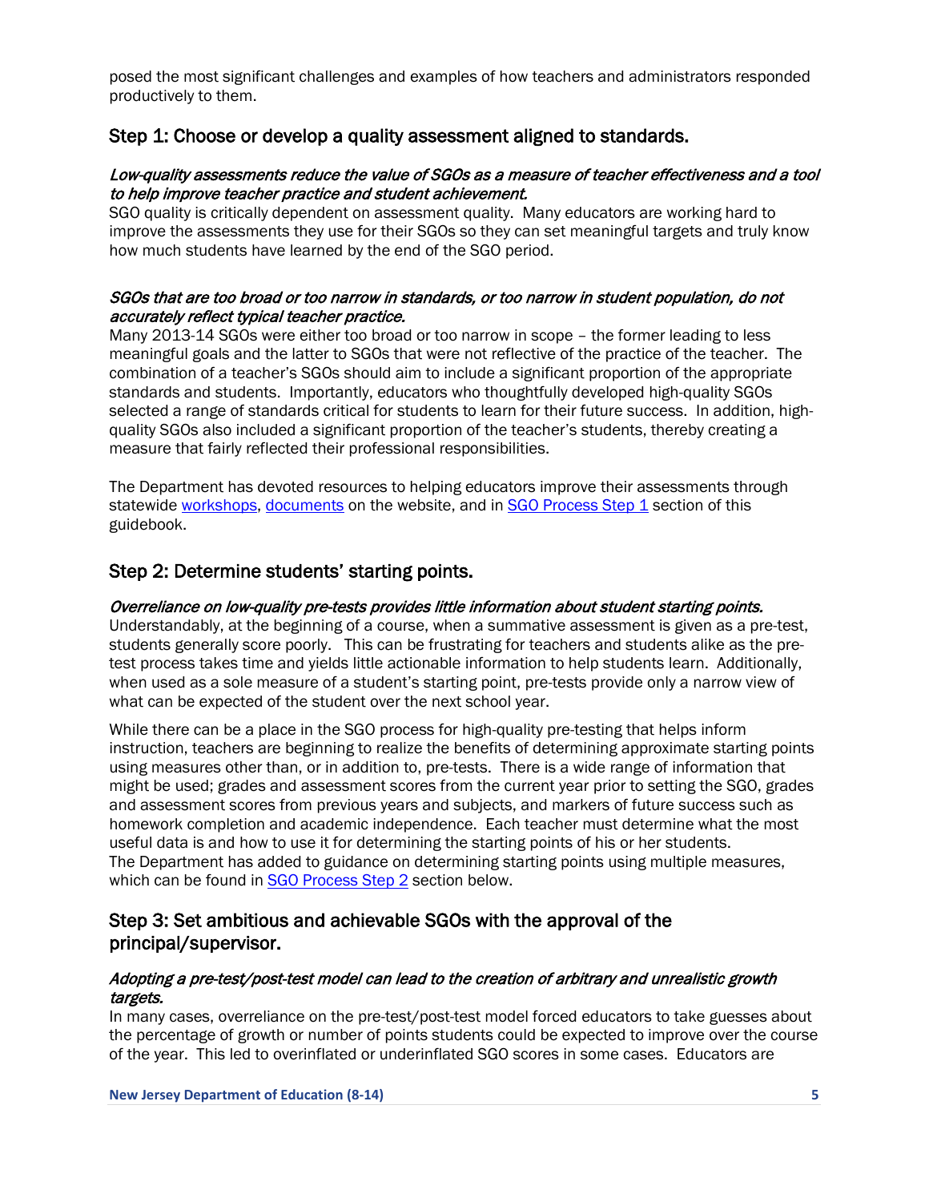posed the most significant challenges and examples of how teachers and administrators responded productively to them.

## Step 1: Choose or develop a quality assessment aligned to standards.

***Low-quality assessments reduce the value of SGOs as a measure of teacher effectiveness and a tool to help improve teacher practice and student achievement.***

SGO quality is critically dependent on assessment quality. Many educators are working hard to improve the assessments they use for their SGOs so they can set meaningful targets and truly know how much students have learned by the end of the SGO period.

***SGOs that are too broad or too narrow in standards, or too narrow in student population, do not accurately reflect typical teacher practice.***

Many 2013-14 SGOs were either too broad or too narrow in scope – the former leading to less meaningful goals and the latter to SGOs that were not reflective of the practice of the teacher. The combination of a teacher's SGOs should aim to include a significant proportion of the appropriate standards and students. Importantly, educators who thoughtfully developed high-quality SGOs selected a range of standards critical for students to learn for their future success. In addition, high-quality SGOs also included a significant proportion of the teacher's students, thereby creating a measure that fairly reflected their professional responsibilities.

The Department has devoted resources to helping educators improve their assessments through statewide workshops, documents on the website, and in SGO Process Step 1 section of this guidebook.

## Step 2: Determine students' starting points.

***Overreliance on low-quality pre-tests provides little information about student starting points.***

Understandably, at the beginning of a course, when a summative assessment is given as a pre-test, students generally score poorly. This can be frustrating for teachers and students alike as the pre-test process takes time and yields little actionable information to help students learn. Additionally, when used as a sole measure of a student's starting point, pre-tests provide only a narrow view of what can be expected of the student over the next school year.

While there can be a place in the SGO process for high-quality pre-testing that helps inform instruction, teachers are beginning to realize the benefits of determining approximate starting points using measures other than, or in addition to, pre-tests. There is a wide range of information that might be used; grades and assessment scores from the current year prior to setting the SGO, grades and assessment scores from previous years and subjects, and markers of future success such as homework completion and academic independence. Each teacher must determine what the most useful data is and how to use it for determining the starting points of his or her students. The Department has added to guidance on determining starting points using multiple measures, which can be found in SGO Process Step 2 section below.

## Step 3: Set ambitious and achievable SGOs with the approval of the principal/supervisor.

***Adopting a pre-test/post-test model can lead to the creation of arbitrary and unrealistic growth targets.***

In many cases, overreliance on the pre-test/post-test model forced educators to take guesses about the percentage of growth or number of points students could be expected to improve over the course of the year. This led to overinflated or underinflated SGO scores in some cases. Educators are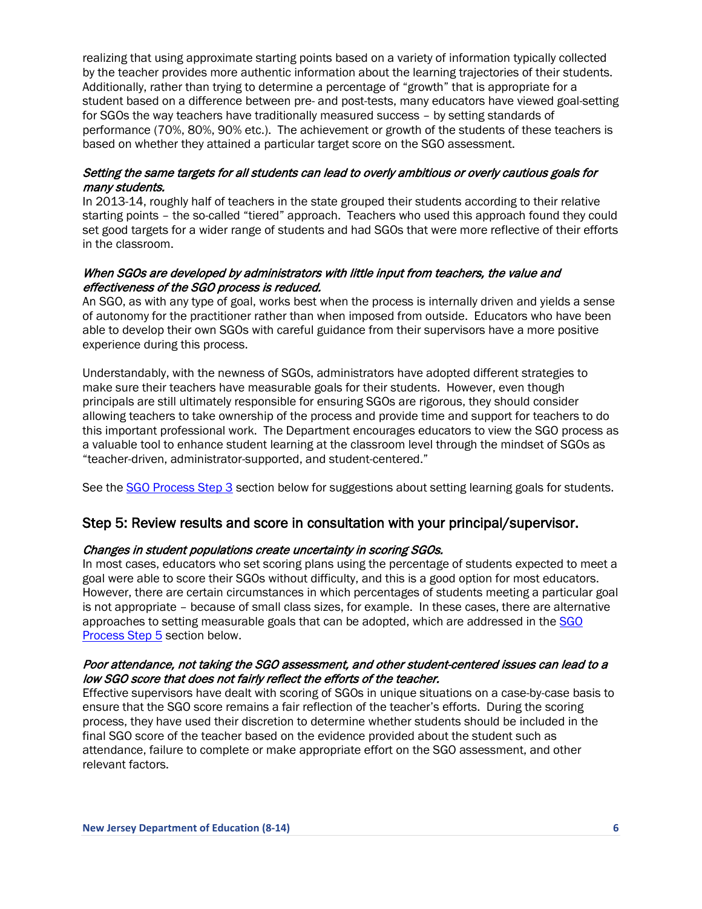realizing that using approximate starting points based on a variety of information typically collected by the teacher provides more authentic information about the learning trajectories of their students. Additionally, rather than trying to determine a percentage of "growth" that is appropriate for a student based on a difference between pre- and post-tests, many educators have viewed goal-setting for SGOs the way teachers have traditionally measured success – by setting standards of performance (70%, 80%, 90% etc.). The achievement or growth of the students of these teachers is based on whether they attained a particular target score on the SGO assessment.

*Setting the same targets for all students can lead to overly ambitious or overly cautious goals for many students.*

In 2013-14, roughly half of teachers in the state grouped their students according to their relative starting points – the so-called "tiered" approach. Teachers who used this approach found they could set good targets for a wider range of students and had SGOs that were more reflective of their efforts in the classroom.

*When SGOs are developed by administrators with little input from teachers, the value and effectiveness of the SGO process is reduced.*

An SGO, as with any type of goal, works best when the process is internally driven and yields a sense of autonomy for the practitioner rather than when imposed from outside. Educators who have been able to develop their own SGOs with careful guidance from their supervisors have a more positive experience during this process.

Understandably, with the newness of SGOs, administrators have adopted different strategies to make sure their teachers have measurable goals for their students. However, even though principals are still ultimately responsible for ensuring SGOs are rigorous, they should consider allowing teachers to take ownership of the process and provide time and support for teachers to do this important professional work. The Department encourages educators to view the SGO process as a valuable tool to enhance student learning at the classroom level through the mindset of SGOs as "teacher-driven, administrator-supported, and student-centered."

See the [SGO Process Step 3] section below for suggestions about setting learning goals for students.

## Step 5: Review results and score in consultation with your principal/supervisor.

*Changes in student populations create uncertainty in scoring SGOs.*

In most cases, educators who set scoring plans using the percentage of students expected to meet a goal were able to score their SGOs without difficulty, and this is a good option for most educators. However, there are certain circumstances in which percentages of students meeting a particular goal is not appropriate – because of small class sizes, for example. In these cases, there are alternative approaches to setting measurable goals that can be adopted, which are addressed in the [SGO Process Step 5] section below.

*Poor attendance, not taking the SGO assessment, and other student-centered issues can lead to a low SGO score that does not fairly reflect the efforts of the teacher.*

Effective supervisors have dealt with scoring of SGOs in unique situations on a case-by-case basis to ensure that the SGO score remains a fair reflection of the teacher's efforts. During the scoring process, they have used their discretion to determine whether students should be included in the final SGO score of the teacher based on the evidence provided about the student such as attendance, failure to complete or make appropriate effort on the SGO assessment, and other relevant factors.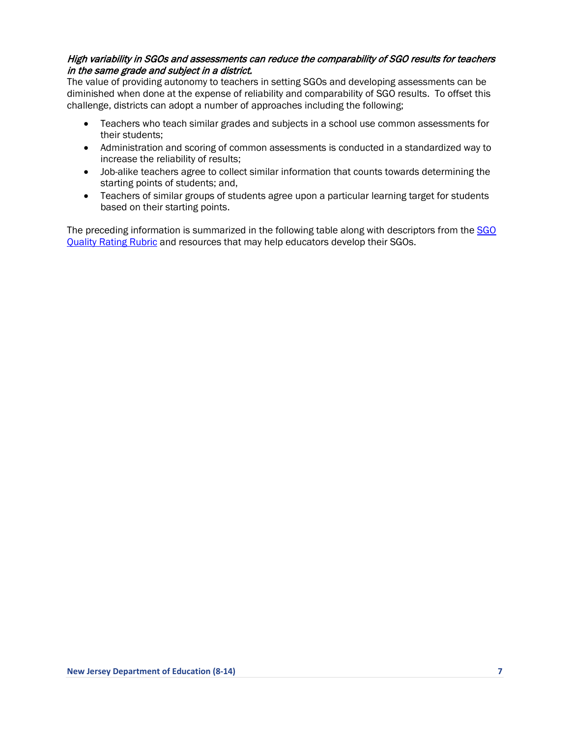*High variability in SGOs and assessments can reduce the comparability of SGO results for teachers in the same grade and subject in a district.*

The value of providing autonomy to teachers in setting SGOs and developing assessments can be diminished when done at the expense of reliability and comparability of SGO results. To offset this challenge, districts can adopt a number of approaches including the following;

- Teachers who teach similar grades and subjects in a school use common assessments for their students;
- Administration and scoring of common assessments is conducted in a standardized way to increase the reliability of results;
- Job-alike teachers agree to collect similar information that counts towards determining the starting points of students; and,
- Teachers of similar groups of students agree upon a particular learning target for students based on their starting points.

The preceding information is summarized in the following table along with descriptors from the SGO Quality Rating Rubric and resources that may help educators develop their SGOs.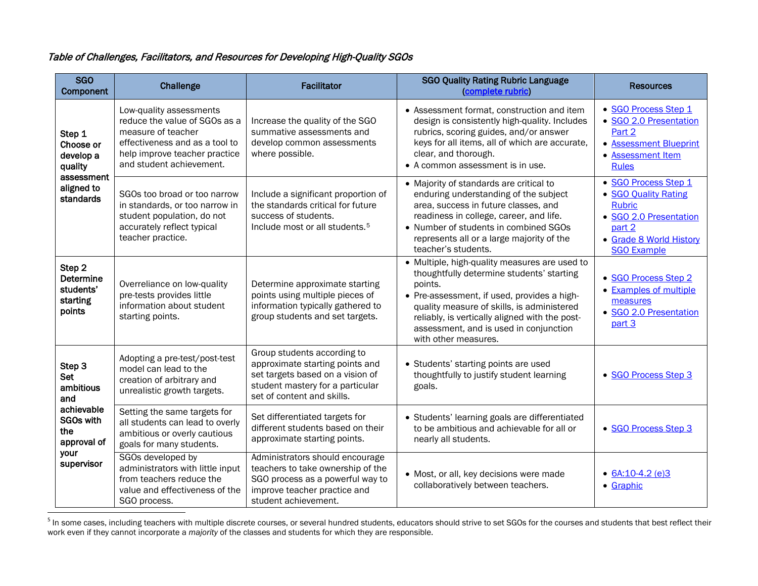*Table of Challenges, Facilitators, and Resources for Developing High-Quality SGOs*

| SGO Component | Challenge | Facilitator | SGO Quality Rating Rubric Language (complete rubric) | Resources |
|---|---|---|---|---|
| **Step 1 Choose or develop a quality assessment aligned to standards** | Low-quality assessments reduce the value of SGOs as a measure of teacher effectiveness and as a tool to help improve teacher practice and student achievement. | Increase the quality of the SGO summative assessments and develop common assessments where possible. | • Assessment format, construction and item design is consistently high-quality. Includes rubrics, scoring guides, and/or answer keys for all items, all of which are accurate, clear, and thorough.<br>• A common assessment is in use. | • SGO Process Step 1<br>• SGO 2.0 Presentation Part 2<br>• Assessment Blueprint<br>• Assessment Item Rules |
| | SGOs too broad or too narrow in standards, or too narrow in student population, do not accurately reflect typical teacher practice. | Include a significant proportion of the standards critical for future success of students.<br>Include most or all students.[5] | • Majority of standards are critical to enduring understanding of the subject area, success in future classes, and readiness in college, career, and life.<br>• Number of students in combined SGOs represents all or a large majority of the teacher's students. | • SGO Process Step 1<br>• SGO Quality Rating Rubric<br>• SGO 2.0 Presentation part 2<br>• Grade 8 World History SGO Example |
| **Step 2 Determine students' starting points** | Overreliance on low-quality pre-tests provides little information about student starting points. | Determine approximate starting points using multiple pieces of information typically gathered to group students and set targets. | • Multiple, high-quality measures are used to thoughtfully determine students' starting points.<br>• Pre-assessment, if used, provides a high-quality measure of skills, is administered reliably, is vertically aligned with the post-assessment, and is used in conjunction with other measures. | • SGO Process Step 2<br>• Examples of multiple measures<br>• SGO 2.0 Presentation part 3 |
| **Step 3 Set ambitious and achievable SGOs with the approval of your supervisor** | Adopting a pre-test/post-test model can lead to the creation of arbitrary and unrealistic growth targets. | Group students according to approximate starting points and set targets based on a vision of student mastery for a particular set of content and skills. | • Students' starting points are used thoughtfully to justify student learning goals. | • SGO Process Step 3 |
| | Setting the same targets for all students can lead to overly ambitious or overly cautious goals for many students. | Set differentiated targets for different students based on their approximate starting points. | • Students' learning goals are differentiated to be ambitious and achievable for all or nearly all students. | • SGO Process Step 3 |
| | SGOs developed by administrators with little input from teachers reduce the value and effectiveness of the SGO process. | Administrators should encourage teachers to take ownership of the SGO process as a powerful way to improve teacher practice and student achievement. | • Most, or all, key decisions were made collaboratively between teachers. | • 6A:10-4.2 (e)3<br>• Graphic |

[5] In some cases, including teachers with multiple discrete courses, or several hundred students, educators should strive to set SGOs for the courses and students that best reflect their work even if they cannot incorporate a *majority* of the classes and students for which they are responsible.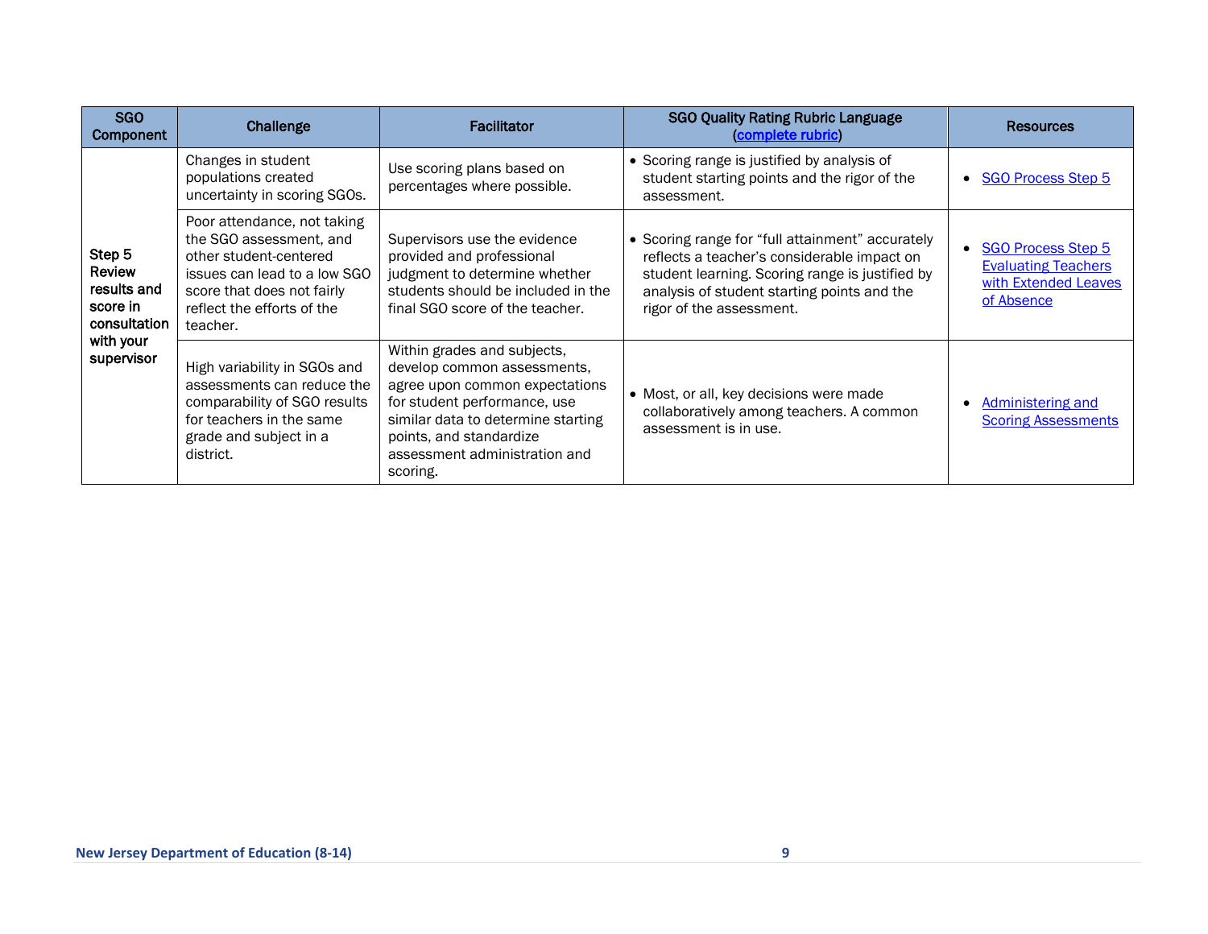| SGO Component | Challenge | Facilitator | SGO Quality Rating Rubric Language (complete rubric) | Resources |
|---|---|---|---|---|
| Step 5 Review results and score in consultation with your supervisor | Changes in student populations created uncertainty in scoring SGOs. | Use scoring plans based on percentages where possible. | • Scoring range is justified by analysis of student starting points and the rigor of the assessment. | • SGO Process Step 5 |
| | Poor attendance, not taking the SGO assessment, and other student-centered issues can lead to a low SGO score that does not fairly reflect the efforts of the teacher. | Supervisors use the evidence provided and professional judgment to determine whether students should be included in the final SGO score of the teacher. | • Scoring range for "full attainment" accurately reflects a teacher's considerable impact on student learning. Scoring range is justified by analysis of student starting points and the rigor of the assessment. | • SGO Process Step 5 Evaluating Teachers with Extended Leaves of Absence |
| | High variability in SGOs and assessments can reduce the comparability of SGO results for teachers in the same grade and subject in a district. | Within grades and subjects, develop common assessments, agree upon common expectations for student performance, use similar data to determine starting points, and standardize assessment administration and scoring. | • Most, or all, key decisions were made collaboratively among teachers. A common assessment is in use. | • Administering and Scoring Assessments |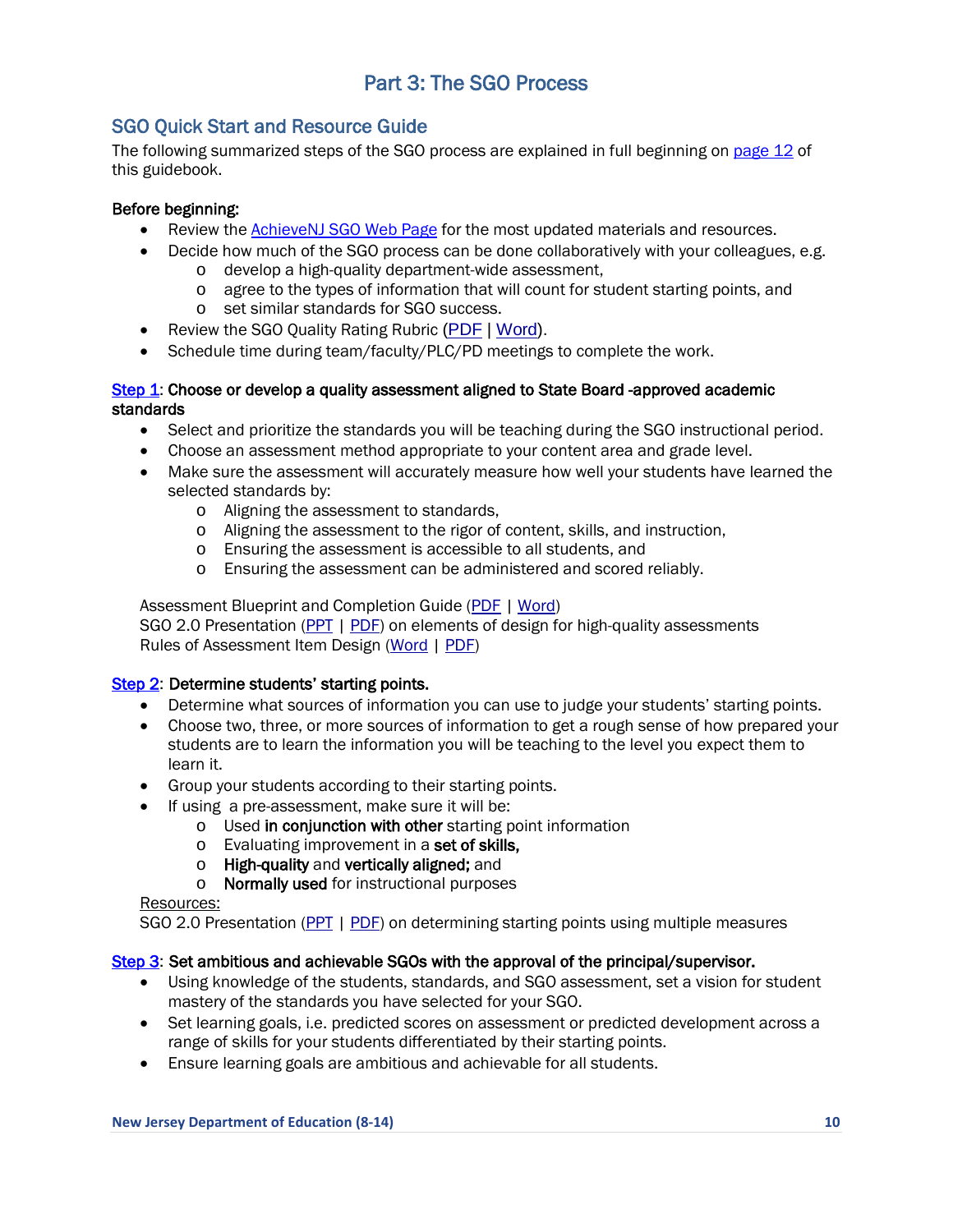# Part 3: The SGO Process

## SGO Quick Start and Resource Guide

The following summarized steps of the SGO process are explained in full beginning on page 12 of this guidebook.

**Before beginning:**

- Review the AchieveNJ SGO Web Page for the most updated materials and resources.
- Decide how much of the SGO process can be done collaboratively with your colleagues, e.g.
  - o develop a high-quality department-wide assessment,
  - o agree to the types of information that will count for student starting points, and
  - o set similar standards for SGO success.
- Review the SGO Quality Rating Rubric (PDF | Word).
- Schedule time during team/faculty/PLC/PD meetings to complete the work.

**Step 1: Choose or develop a quality assessment aligned to State Board -approved academic standards**

- Select and prioritize the standards you will be teaching during the SGO instructional period.
- Choose an assessment method appropriate to your content area and grade level.
- Make sure the assessment will accurately measure how well your students have learned the selected standards by:
  - o Aligning the assessment to standards,
  - o Aligning the assessment to the rigor of content, skills, and instruction,
  - o Ensuring the assessment is accessible to all students, and
  - o Ensuring the assessment can be administered and scored reliably.

Assessment Blueprint and Completion Guide (PDF | Word)
SGO 2.0 Presentation (PPT | PDF) on elements of design for high-quality assessments
Rules of Assessment Item Design (Word | PDF)

**Step 2: Determine students' starting points.**

- Determine what sources of information you can use to judge your students' starting points.
- Choose two, three, or more sources of information to get a rough sense of how prepared your students are to learn the information you will be teaching to the level you expect them to learn it.
- Group your students according to their starting points.
- If using a pre-assessment, make sure it will be:
  - o Used **in conjunction with other** starting point information
  - o Evaluating improvement in a **set of skills,**
  - o **High-quality** and **vertically aligned;** and
  - o **Normally used** for instructional purposes

Resources:
SGO 2.0 Presentation (PPT | PDF) on determining starting points using multiple measures

**Step 3: Set ambitious and achievable SGOs with the approval of the principal/supervisor.**

- Using knowledge of the students, standards, and SGO assessment, set a vision for student mastery of the standards you have selected for your SGO.
- Set learning goals, i.e. predicted scores on assessment or predicted development across a range of skills for your students differentiated by their starting points.
- Ensure learning goals are ambitious and achievable for all students.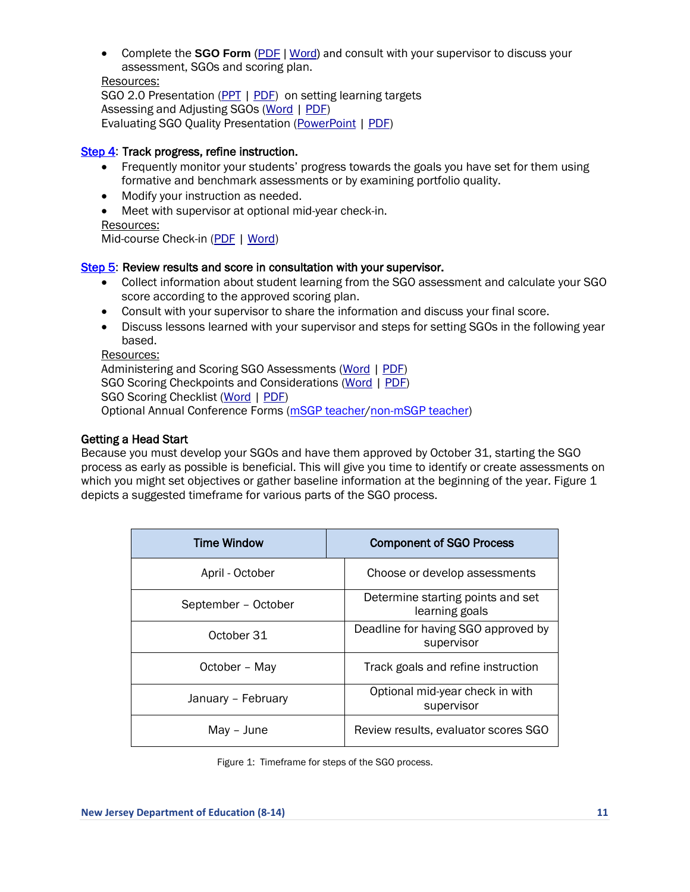- Complete the **SGO Form** (PDF | Word) and consult with your supervisor to discuss your assessment, SGOs and scoring plan.

Resources:
SGO 2.0 Presentation (PPT | PDF) on setting learning targets
Assessing and Adjusting SGOs (Word | PDF)
Evaluating SGO Quality Presentation (PowerPoint | PDF)

**Step 4: Track progress, refine instruction.**

- Frequently monitor your students' progress towards the goals you have set for them using formative and benchmark assessments or by examining portfolio quality.
- Modify your instruction as needed.
- Meet with supervisor at optional mid-year check-in.

Resources:
Mid-course Check-in (PDF | Word)

**Step 5: Review results and score in consultation with your supervisor.**

- Collect information about student learning from the SGO assessment and calculate your SGO score according to the approved scoring plan.
- Consult with your supervisor to share the information and discuss your final score.
- Discuss lessons learned with your supervisor and steps for setting SGOs in the following year based.

Resources:
Administering and Scoring SGO Assessments (Word | PDF)
SGO Scoring Checkpoints and Considerations (Word | PDF)
SGO Scoring Checklist (Word | PDF)
Optional Annual Conference Forms (mSGP teacher/non-mSGP teacher)

**Getting a Head Start**

Because you must develop your SGOs and have them approved by October 31, starting the SGO process as early as possible is beneficial. This will give you time to identify or create assessments on which you might set objectives or gather baseline information at the beginning of the year. Figure 1 depicts a suggested timeframe for various parts of the SGO process.

| Time Window | Component of SGO Process |
|---|---|
| April - October | Choose or develop assessments |
| September – October | Determine starting points and set learning goals |
| October 31 | Deadline for having SGO approved by supervisor |
| October – May | Track goals and refine instruction |
| January – February | Optional mid-year check in with supervisor |
| May – June | Review results, evaluator scores SGO |

Figure 1: Timeframe for steps of the SGO process.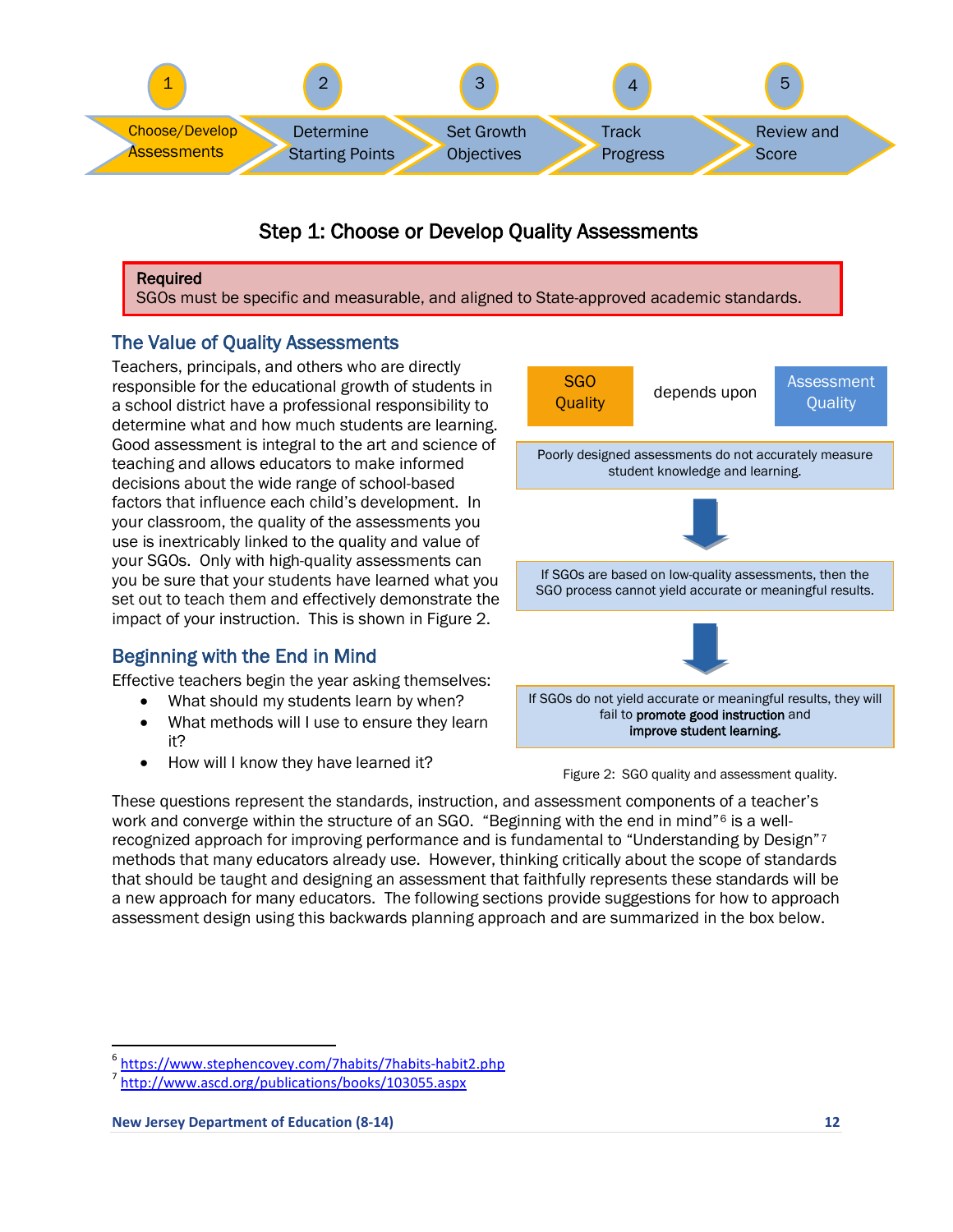1 Choose/Develop Assessments → 2 Determine Starting Points → 3 Set Growth Objectives → 4 Track Progress → 5 Review and Score

## Step 1: Choose or Develop Quality Assessments

**Required**
SGOs must be specific and measurable, and aligned to State-approved academic standards.

### The Value of Quality Assessments

Teachers, principals, and others who are directly responsible for the educational growth of students in a school district have a professional responsibility to determine what and how much students are learning. Good assessment is integral to the art and science of teaching and allows educators to make informed decisions about the wide range of school-based factors that influence each child's development. In your classroom, the quality of the assessments you use is inextricably linked to the quality and value of your SGOs. Only with high-quality assessments can you be sure that your students have learned what you set out to teach them and effectively demonstrate the impact of your instruction. This is shown in Figure 2.

SGO Quality depends upon Assessment Quality

Poorly designed assessments do not accurately measure student knowledge and learning.

If SGOs are based on low-quality assessments, then the SGO process cannot yield accurate or meaningful results.

If SGOs do not yield accurate or meaningful results, they will fail to **promote good instruction** and **improve student learning.**

Figure 2: SGO quality and assessment quality.

### Beginning with the End in Mind

Effective teachers begin the year asking themselves:

- What should my students learn by when?
- What methods will I use to ensure they learn it?
- How will I know they have learned it?

These questions represent the standards, instruction, and assessment components of a teacher's work and converge within the structure of an SGO. "Beginning with the end in mind"[6] is a well-recognized approach for improving performance and is fundamental to "Understanding by Design"[7] methods that many educators already use. However, thinking critically about the scope of standards that should be taught and designing an assessment that faithfully represents these standards will be a new approach for many educators. The following sections provide suggestions for how to approach assessment design using this backwards planning approach and are summarized in the box below.

---

[6] https://www.stephencovey.com/7habits/7habits-habit2.php
[7] http://www.ascd.org/publications/books/103055.aspx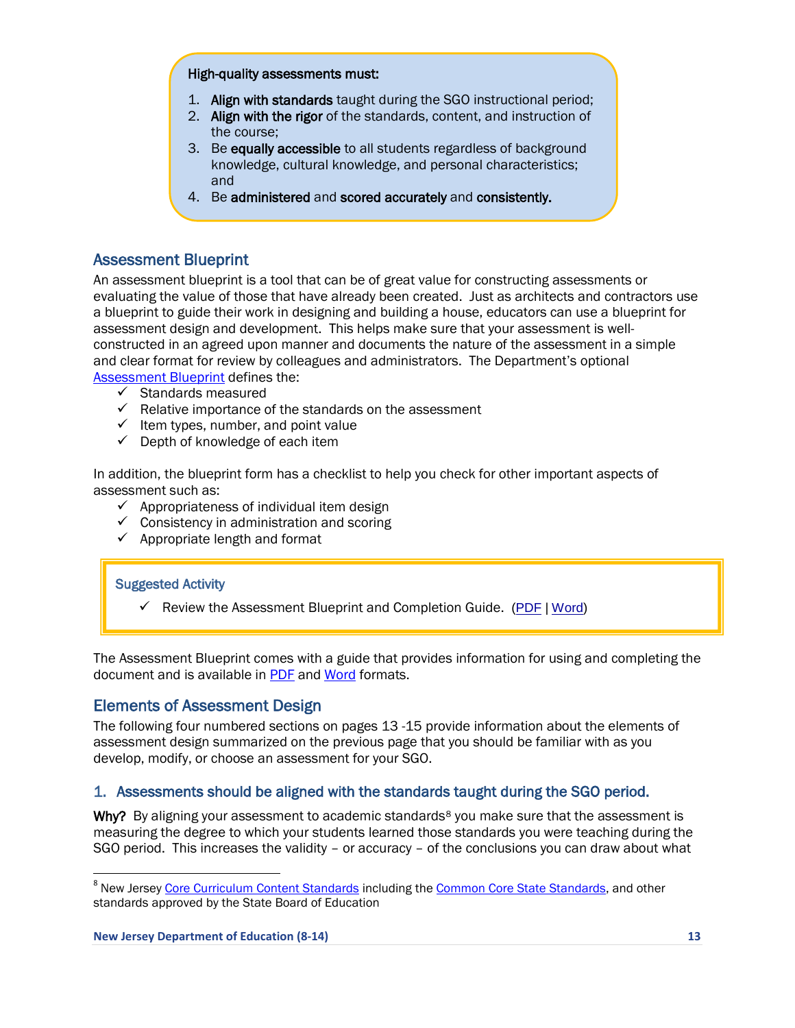**High-quality assessments must:**

1. **Align with standards** taught during the SGO instructional period;
2. **Align with the rigor** of the standards, content, and instruction of the course;
3. Be **equally accessible** to all students regardless of background knowledge, cultural knowledge, and personal characteristics; and
4. Be **administered** and **scored accurately** and **consistently.**

## Assessment Blueprint

An assessment blueprint is a tool that can be of great value for constructing assessments or evaluating the value of those that have already been created. Just as architects and contractors use a blueprint to guide their work in designing and building a house, educators can use a blueprint for assessment design and development. This helps make sure that your assessment is well-constructed in an agreed upon manner and documents the nature of the assessment in a simple and clear format for review by colleagues and administrators. The Department's optional Assessment Blueprint defines the:

- ✓ Standards measured
- ✓ Relative importance of the standards on the assessment
- ✓ Item types, number, and point value
- ✓ Depth of knowledge of each item

In addition, the blueprint form has a checklist to help you check for other important aspects of assessment such as:

- ✓ Appropriateness of individual item design
- ✓ Consistency in administration and scoring
- ✓ Appropriate length and format

**Suggested Activity**

- ✓ Review the Assessment Blueprint and Completion Guide. (PDF | Word)

The Assessment Blueprint comes with a guide that provides information for using and completing the document and is available in PDF and Word formats.

## Elements of Assessment Design

The following four numbered sections on pages 13 -15 provide information about the elements of assessment design summarized on the previous page that you should be familiar with as you develop, modify, or choose an assessment for your SGO.

### 1. Assessments should be aligned with the standards taught during the SGO period.

**Why?** By aligning your assessment to academic standards[8] you make sure that the assessment is measuring the degree to which your students learned those standards you were teaching during the SGO period. This increases the validity – or accuracy – of the conclusions you can draw about what

[8] New Jersey Core Curriculum Content Standards including the Common Core State Standards, and other standards approved by the State Board of Education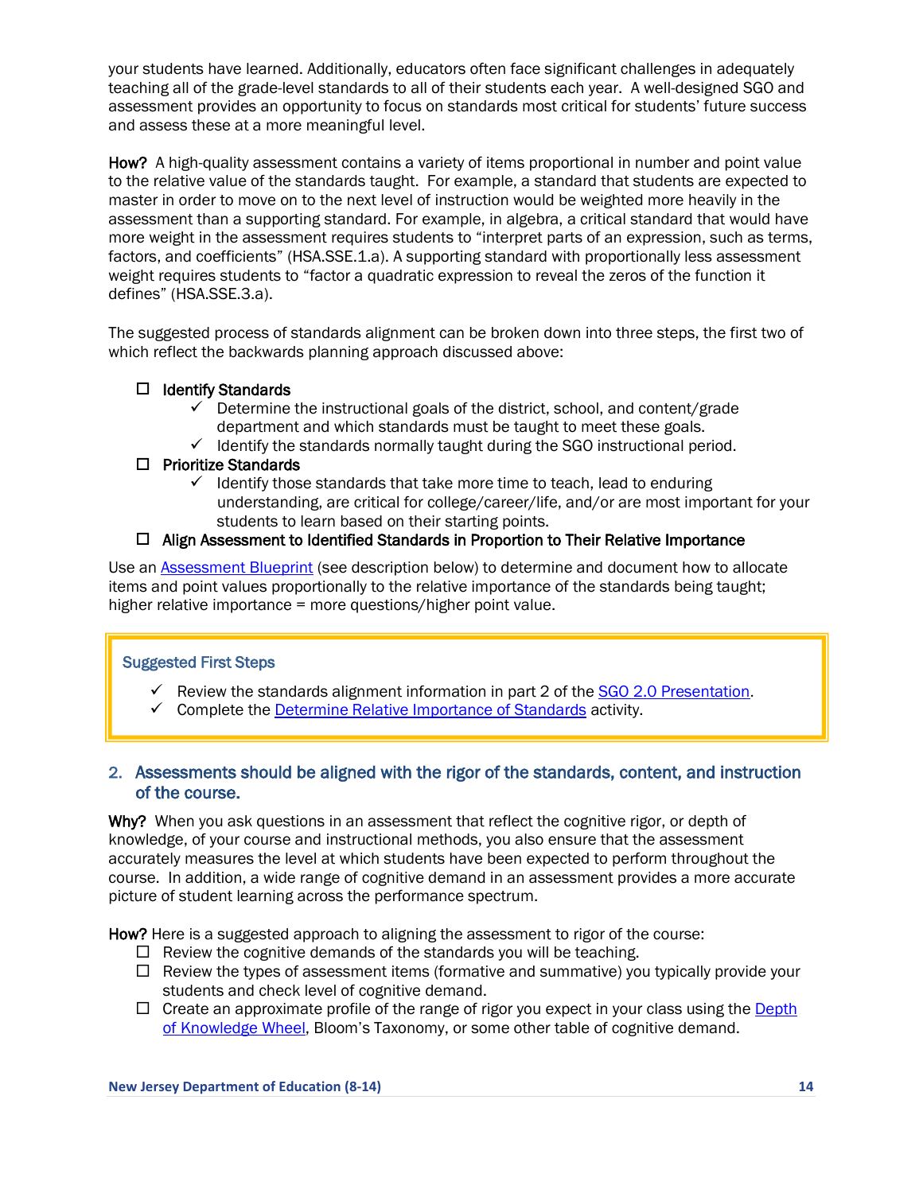your students have learned. Additionally, educators often face significant challenges in adequately teaching all of the grade-level standards to all of their students each year. A well-designed SGO and assessment provides an opportunity to focus on standards most critical for students' future success and assess these at a more meaningful level.

**How?** A high-quality assessment contains a variety of items proportional in number and point value to the relative value of the standards taught. For example, a standard that students are expected to master in order to move on to the next level of instruction would be weighted more heavily in the assessment than a supporting standard. For example, in algebra, a critical standard that would have more weight in the assessment requires students to "interpret parts of an expression, such as terms, factors, and coefficients" (HSA.SSE.1.a). A supporting standard with proportionally less assessment weight requires students to "factor a quadratic expression to reveal the zeros of the function it defines" (HSA.SSE.3.a).

The suggested process of standards alignment can be broken down into three steps, the first two of which reflect the backwards planning approach discussed above:

- ☐ **Identify Standards**
  - ✓ Determine the instructional goals of the district, school, and content/grade department and which standards must be taught to meet these goals.
  - ✓ Identify the standards normally taught during the SGO instructional period.
- ☐ **Prioritize Standards**
  - ✓ Identify those standards that take more time to teach, lead to enduring understanding, are critical for college/career/life, and/or are most important for your students to learn based on their starting points.
- ☐ **Align Assessment to Identified Standards in Proportion to Their Relative Importance**

Use an Assessment Blueprint (see description below) to determine and document how to allocate items and point values proportionally to the relative importance of the standards being taught; higher relative importance = more questions/higher point value.

> **Suggested First Steps**
>
> - ✓ Review the standards alignment information in part 2 of the SGO 2.0 Presentation.
> - ✓ Complete the Determine Relative Importance of Standards activity.

## 2. Assessments should be aligned with the rigor of the standards, content, and instruction of the course.

**Why?** When you ask questions in an assessment that reflect the cognitive rigor, or depth of knowledge, of your course and instructional methods, you also ensure that the assessment accurately measures the level at which students have been expected to perform throughout the course. In addition, a wide range of cognitive demand in an assessment provides a more accurate picture of student learning across the performance spectrum.

**How?** Here is a suggested approach to aligning the assessment to rigor of the course:

- ☐ Review the cognitive demands of the standards you will be teaching.
- ☐ Review the types of assessment items (formative and summative) you typically provide your students and check level of cognitive demand.
- ☐ Create an approximate profile of the range of rigor you expect in your class using the Depth of Knowledge Wheel, Bloom's Taxonomy, or some other table of cognitive demand.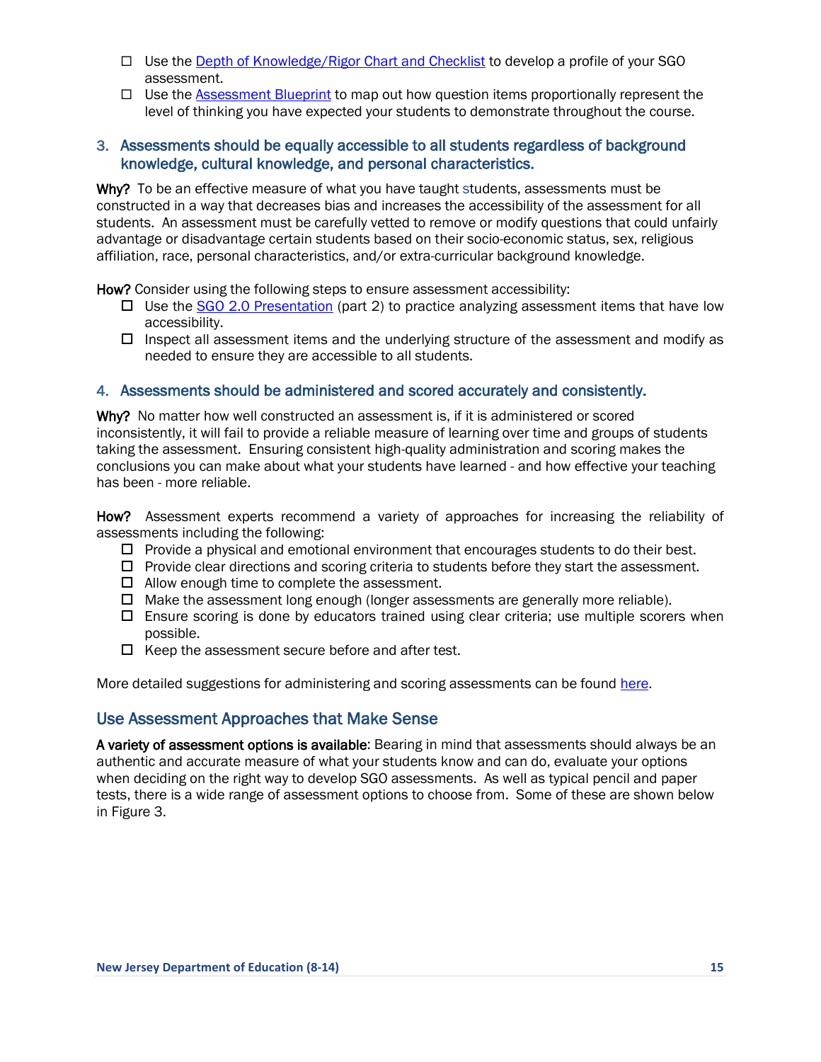- ☐ Use the Depth of Knowledge/Rigor Chart and Checklist to develop a profile of your SGO assessment.
- ☐ Use the Assessment Blueprint to map out how question items proportionally represent the level of thinking you have expected your students to demonstrate throughout the course.

### 3. Assessments should be equally accessible to all students regardless of background knowledge, cultural knowledge, and personal characteristics.

**Why?** To be an effective measure of what you have taught students, assessments must be constructed in a way that decreases bias and increases the accessibility of the assessment for all students. An assessment must be carefully vetted to remove or modify questions that could unfairly advantage or disadvantage certain students based on their socio-economic status, sex, religious affiliation, race, personal characteristics, and/or extra-curricular background knowledge.

**How?** Consider using the following steps to ensure assessment accessibility:

- ☐ Use the SGO 2.0 Presentation (part 2) to practice analyzing assessment items that have low accessibility.
- ☐ Inspect all assessment items and the underlying structure of the assessment and modify as needed to ensure they are accessible to all students.

### 4. Assessments should be administered and scored accurately and consistently.

**Why?** No matter how well constructed an assessment is, if it is administered or scored inconsistently, it will fail to provide a reliable measure of learning over time and groups of students taking the assessment. Ensuring consistent high-quality administration and scoring makes the conclusions you can make about what your students have learned - and how effective your teaching has been - more reliable.

**How?** Assessment experts recommend a variety of approaches for increasing the reliability of assessments including the following:

- ☐ Provide a physical and emotional environment that encourages students to do their best.
- ☐ Provide clear directions and scoring criteria to students before they start the assessment.
- ☐ Allow enough time to complete the assessment.
- ☐ Make the assessment long enough (longer assessments are generally more reliable).
- ☐ Ensure scoring is done by educators trained using clear criteria; use multiple scorers when possible.
- ☐ Keep the assessment secure before and after test.

More detailed suggestions for administering and scoring assessments can be found here.

## Use Assessment Approaches that Make Sense

**A variety of assessment options is available**: Bearing in mind that assessments should always be an authentic and accurate measure of what your students know and can do, evaluate your options when deciding on the right way to develop SGO assessments. As well as typical pencil and paper tests, there is a wide range of assessment options to choose from. Some of these are shown below in Figure 3.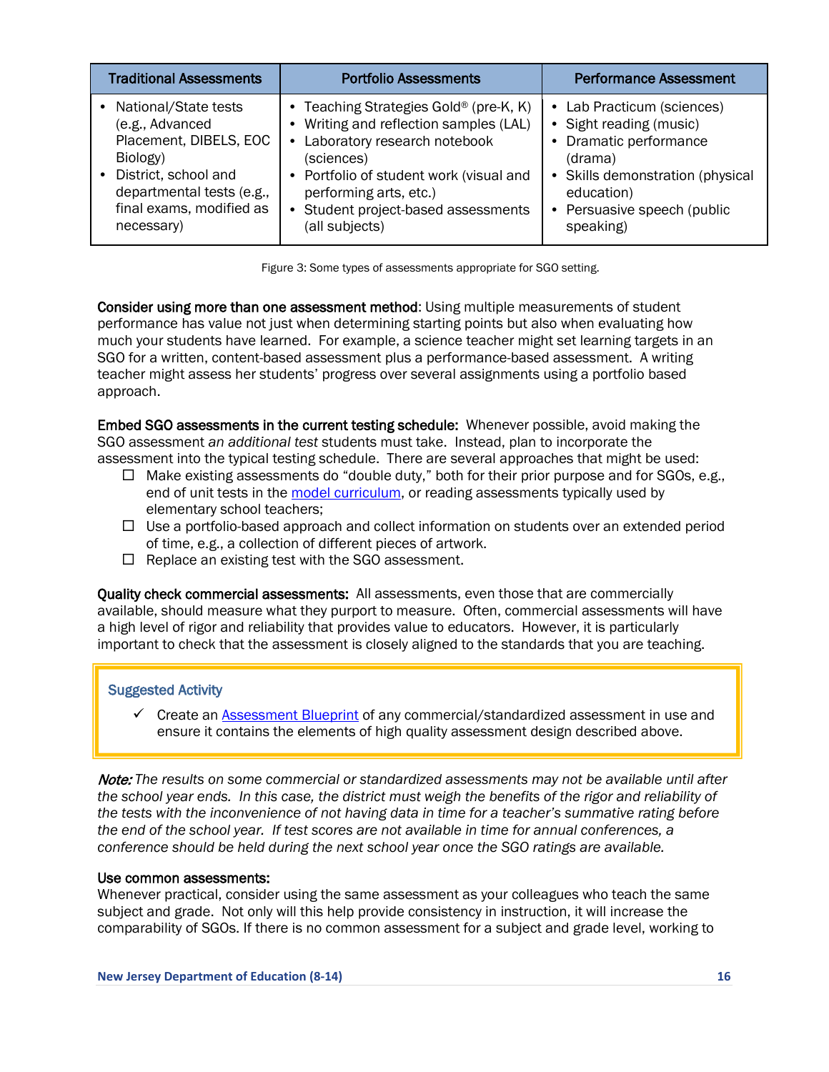| Traditional Assessments | Portfolio Assessments | Performance Assessment |
|---|---|---|
| • National/State tests (e.g., Advanced Placement, DIBELS, EOC Biology)<br>• District, school and departmental tests (e.g., final exams, modified as necessary) | • Teaching Strategies Gold® (pre-K, K)<br>• Writing and reflection samples (LAL)<br>• Laboratory research notebook (sciences)<br>• Portfolio of student work (visual and performing arts, etc.)<br>• Student project-based assessments (all subjects) | • Lab Practicum (sciences)<br>• Sight reading (music)<br>• Dramatic performance (drama)<br>• Skills demonstration (physical education)<br>• Persuasive speech (public speaking) |

Figure 3: Some types of assessments appropriate for SGO setting.

**Consider using more than one assessment method**: Using multiple measurements of student performance has value not just when determining starting points but also when evaluating how much your students have learned. For example, a science teacher might set learning targets in an SGO for a written, content-based assessment plus a performance-based assessment. A writing teacher might assess her students' progress over several assignments using a portfolio based approach.

**Embed SGO assessments in the current testing schedule:** Whenever possible, avoid making the SGO assessment *an additional test* students must take. Instead, plan to incorporate the assessment into the typical testing schedule. There are several approaches that might be used:

- ☐ Make existing assessments do "double duty," both for their prior purpose and for SGOs, e.g., end of unit tests in the model curriculum, or reading assessments typically used by elementary school teachers;
- ☐ Use a portfolio-based approach and collect information on students over an extended period of time, e.g., a collection of different pieces of artwork.
- ☐ Replace an existing test with the SGO assessment.

**Quality check commercial assessments:** All assessments, even those that are commercially available, should measure what they purport to measure. Often, commercial assessments will have a high level of rigor and reliability that provides value to educators. However, it is particularly important to check that the assessment is closely aligned to the standards that you are teaching.

> **Suggested Activity**
>
> ✓ Create an Assessment Blueprint of any commercial/standardized assessment in use and ensure it contains the elements of high quality assessment design described above.

***Note:*** *The results on some commercial or standardized assessments may not be available until after the school year ends. In this case, the district must weigh the benefits of the rigor and reliability of the tests with the inconvenience of not having data in time for a teacher's summative rating before the end of the school year. If test scores are not available in time for annual conferences, a conference should be held during the next school year once the SGO ratings are available.*

**Use common assessments:**

Whenever practical, consider using the same assessment as your colleagues who teach the same subject and grade. Not only will this help provide consistency in instruction, it will increase the comparability of SGOs. If there is no common assessment for a subject and grade level, working to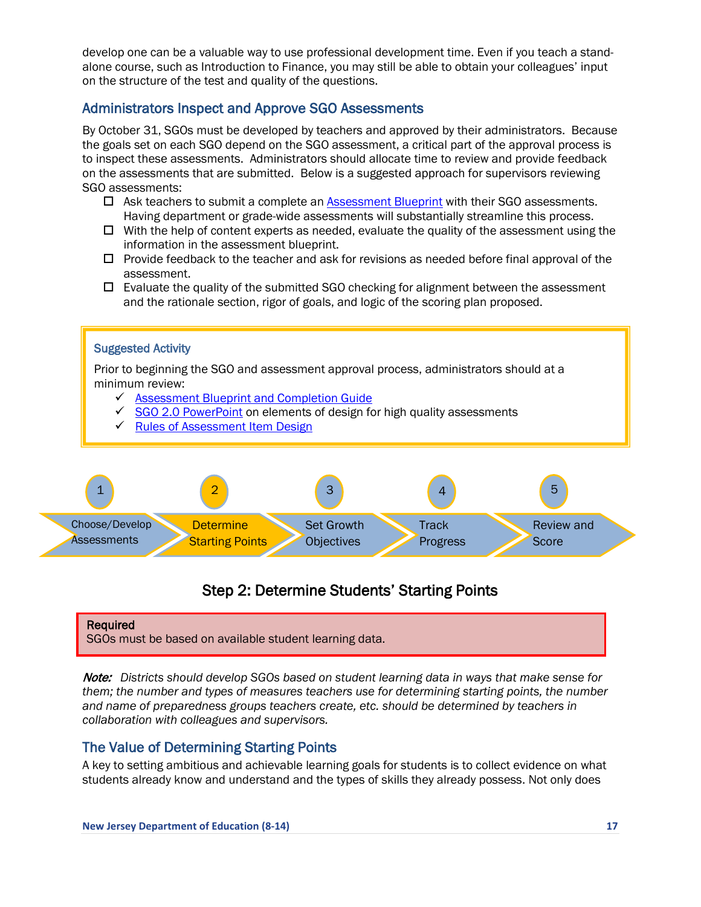develop one can be a valuable way to use professional development time. Even if you teach a stand-alone course, such as Introduction to Finance, you may still be able to obtain your colleagues' input on the structure of the test and quality of the questions.

## Administrators Inspect and Approve SGO Assessments

By October 31, SGOs must be developed by teachers and approved by their administrators. Because the goals set on each SGO depend on the SGO assessment, a critical part of the approval process is to inspect these assessments. Administrators should allocate time to review and provide feedback on the assessments that are submitted. Below is a suggested approach for supervisors reviewing SGO assessments:

- ☐ Ask teachers to submit a complete an Assessment Blueprint with their SGO assessments. Having department or grade-wide assessments will substantially streamline this process.
- ☐ With the help of content experts as needed, evaluate the quality of the assessment using the information in the assessment blueprint.
- ☐ Provide feedback to the teacher and ask for revisions as needed before final approval of the assessment.
- ☐ Evaluate the quality of the submitted SGO checking for alignment between the assessment and the rationale section, rigor of goals, and logic of the scoring plan proposed.

> **Suggested Activity**
>
> Prior to beginning the SGO and assessment approval process, administrators should at a minimum review:
>
> - ✓ Assessment Blueprint and Completion Guide
> - ✓ SGO 2.0 PowerPoint on elements of design for high quality assessments
> - ✓ Rules of Assessment Item Design

1 Choose/Develop Assessments
2 Determine Starting Points
3 Set Growth Objectives
4 Track Progress
5 Review and Score

## Step 2: Determine Students' Starting Points

> **Required**
> SGOs must be based on available student learning data.

***Note:*** *Districts should develop SGOs based on student learning data in ways that make sense for them; the number and types of measures teachers use for determining starting points, the number and name of preparedness groups teachers create, etc. should be determined by teachers in collaboration with colleagues and supervisors.*

### The Value of Determining Starting Points

A key to setting ambitious and achievable learning goals for students is to collect evidence on what students already know and understand and the types of skills they already possess. Not only does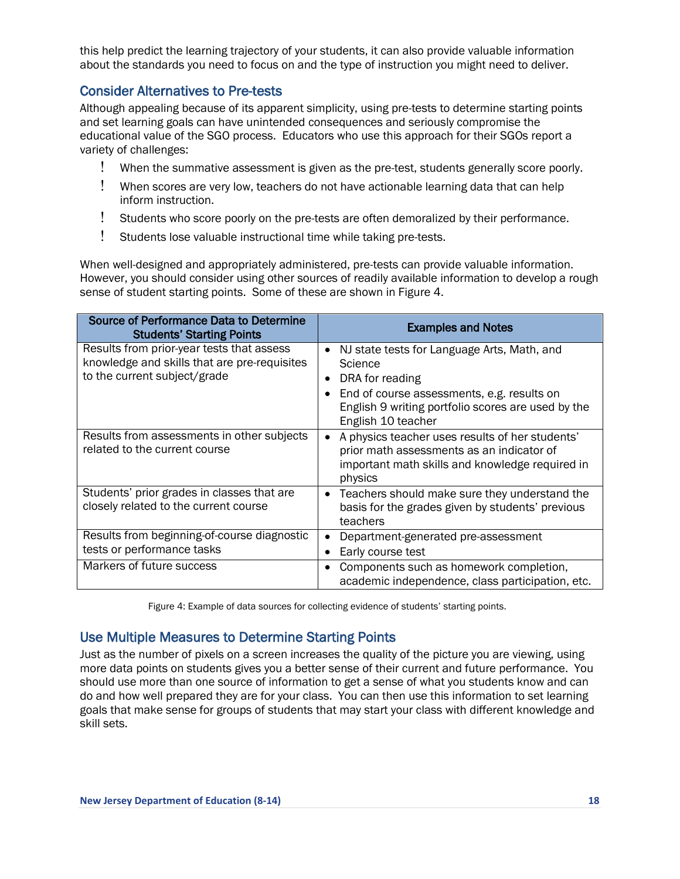this help predict the learning trajectory of your students, it can also provide valuable information about the standards you need to focus on and the type of instruction you might need to deliver.

## Consider Alternatives to Pre-tests

Although appealing because of its apparent simplicity, using pre-tests to determine starting points and set learning goals can have unintended consequences and seriously compromise the educational value of the SGO process. Educators who use this approach for their SGOs report a variety of challenges:

- When the summative assessment is given as the pre-test, students generally score poorly.
- When scores are very low, teachers do not have actionable learning data that can help inform instruction.
- Students who score poorly on the pre-tests are often demoralized by their performance.
- Students lose valuable instructional time while taking pre-tests.

When well-designed and appropriately administered, pre-tests can provide valuable information. However, you should consider using other sources of readily available information to develop a rough sense of student starting points. Some of these are shown in Figure 4.

| Source of Performance Data to Determine Students' Starting Points | Examples and Notes |
|---|---|
| Results from prior-year tests that assess knowledge and skills that are pre-requisites to the current subject/grade | • NJ state tests for Language Arts, Math, and Science<br>• DRA for reading<br>• End of course assessments, e.g. results on English 9 writing portfolio scores are used by the English 10 teacher |
| Results from assessments in other subjects related to the current course | • A physics teacher uses results of her students' prior math assessments as an indicator of important math skills and knowledge required in physics |
| Students' prior grades in classes that are closely related to the current course | • Teachers should make sure they understand the basis for the grades given by students' previous teachers |
| Results from beginning-of-course diagnostic tests or performance tasks | • Department-generated pre-assessment<br>• Early course test |
| Markers of future success | • Components such as homework completion, academic independence, class participation, etc. |

Figure 4: Example of data sources for collecting evidence of students' starting points.

## Use Multiple Measures to Determine Starting Points

Just as the number of pixels on a screen increases the quality of the picture you are viewing, using more data points on students gives you a better sense of their current and future performance. You should use more than one source of information to get a sense of what you students know and can do and how well prepared they are for your class. You can then use this information to set learning goals that make sense for groups of students that may start your class with different knowledge and skill sets.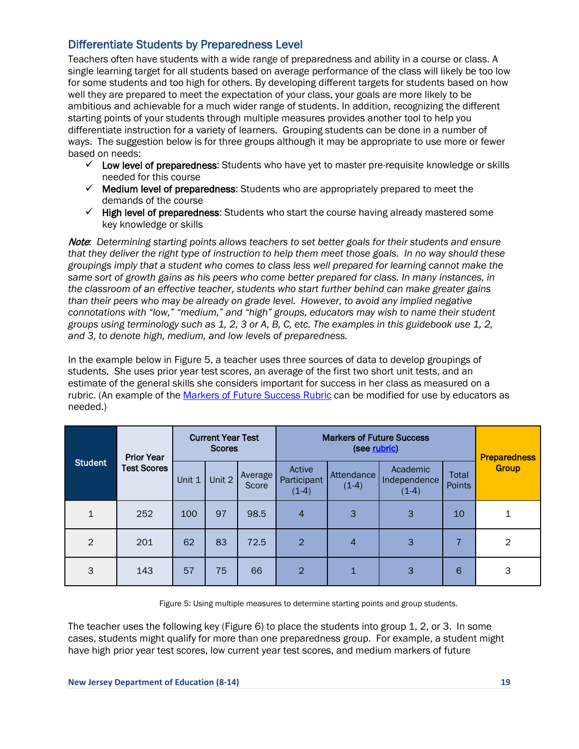## Differentiate Students by Preparedness Level

Teachers often have students with a wide range of preparedness and ability in a course or class. A single learning target for all students based on average performance of the class will likely be too low for some students and too high for others. By developing different targets for students based on how well they are prepared to meet the expectation of your class, your goals are more likely to be ambitious and achievable for a much wider range of students. In addition, recognizing the different starting points of your students through multiple measures provides another tool to help you differentiate instruction for a variety of learners. Grouping students can be done in a number of ways. The suggestion below is for three groups although it may be appropriate to use more or fewer based on needs:

- ✓ **Low level of preparedness**: Students who have yet to master pre-requisite knowledge or skills needed for this course
- ✓ **Medium level of preparedness**: Students who are appropriately prepared to meet the demands of the course
- ✓ **High level of preparedness**: Students who start the course having already mastered some key knowledge or skills

***Note**: Determining starting points allows teachers to set better goals for their students and ensure that they deliver the right type of instruction to help them meet those goals. In no way should these groupings imply that a student who comes to class less well prepared for learning cannot make the same sort of growth gains as his peers who come better prepared for class. In many instances, in the classroom of an effective teacher, students who start further behind can make greater gains than their peers who may be already on grade level. However, to avoid any implied negative connotations with "low," "medium," and "high" groups, educators may wish to name their student groups using terminology such as 1, 2, 3 or A, B, C, etc. The examples in this guidebook use 1, 2, and 3, to denote high, medium, and low levels of preparedness.*

In the example below in Figure 5, a teacher uses three sources of data to develop groupings of students. She uses prior year test scores, an average of the first two short unit tests, and an estimate of the general skills she considers important for success in her class as measured on a rubric. (An example of the Markers of Future Success Rubric can be modified for use by educators as needed.)

| Student | Prior Year Test Scores | Current Year Test Scores | | | Markers of Future Success (see rubric) | | | | Preparedness Group |
|---|---|---|---|---|---|---|---|---|---|
| | | Unit 1 | Unit 2 | Average Score | Active Participant (1-4) | Attendance (1-4) | Academic Independence (1-4) | Total Points | |
| 1 | 252 | 100 | 97 | 98.5 | 4 | 3 | 3 | 10 | 1 |
| 2 | 201 | 62 | 83 | 72.5 | 2 | 4 | 3 | 7 | 2 |
| 3 | 143 | 57 | 75 | 66 | 2 | 1 | 3 | 6 | 3 |

Figure 5: Using multiple measures to determine starting points and group students.

The teacher uses the following key (Figure 6) to place the students into group 1, 2, or 3. In some cases, students might qualify for more than one preparedness group. For example, a student might have high prior year test scores, low current year test scores, and medium markers of future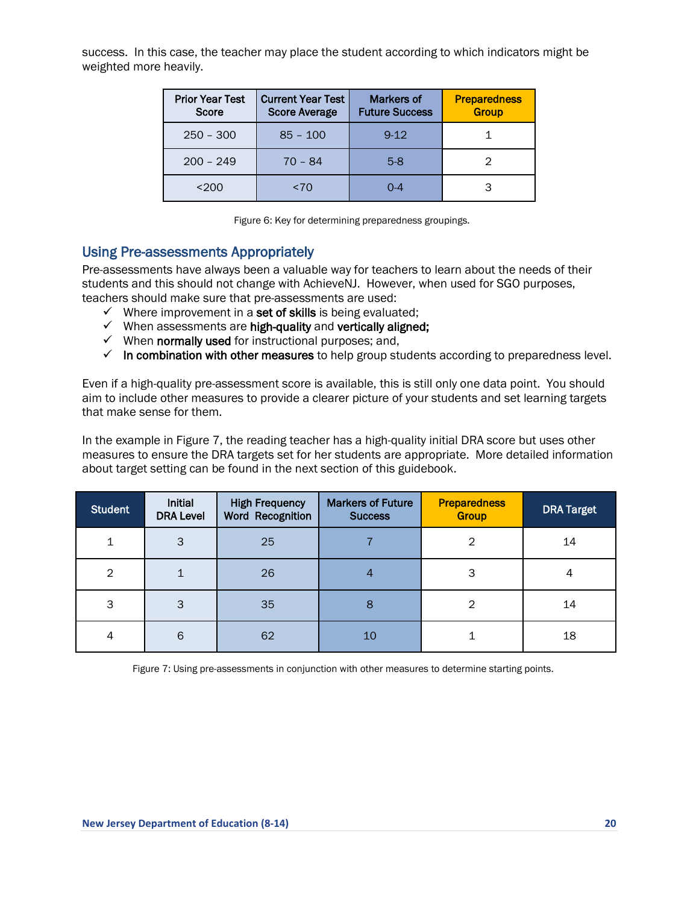success. In this case, the teacher may place the student according to which indicators might be weighted more heavily.

| Prior Year Test Score | Current Year Test Score Average | Markers of Future Success | Preparedness Group |
|---|---|---|---|
| 250 – 300 | 85 – 100 | 9-12 | 1 |
| 200 – 249 | 70 – 84 | 5-8 | 2 |
| <200 | <70 | 0-4 | 3 |

Figure 6: Key for determining preparedness groupings.

## Using Pre-assessments Appropriately

Pre-assessments have always been a valuable way for teachers to learn about the needs of their students and this should not change with AchieveNJ. However, when used for SGO purposes, teachers should make sure that pre-assessments are used:

- ✓ Where improvement in a **set of skills** is being evaluated;
- ✓ When assessments are **high-quality** and **vertically aligned;**
- ✓ When **normally used** for instructional purposes; and,
- ✓ **In combination with other measures** to help group students according to preparedness level.

Even if a high-quality pre-assessment score is available, this is still only one data point. You should aim to include other measures to provide a clearer picture of your students and set learning targets that make sense for them.

In the example in Figure 7, the reading teacher has a high-quality initial DRA score but uses other measures to ensure the DRA targets set for her students are appropriate. More detailed information about target setting can be found in the next section of this guidebook.

| Student | Initial DRA Level | High Frequency Word Recognition | Markers of Future Success | Preparedness Group | DRA Target |
|---|---|---|---|---|---|
| 1 | 3 | 25 | 7 | 2 | 14 |
| 2 | 1 | 26 | 4 | 3 | 4 |
| 3 | 3 | 35 | 8 | 2 | 14 |
| 4 | 6 | 62 | 10 | 1 | 18 |

Figure 7: Using pre-assessments in conjunction with other measures to determine starting points.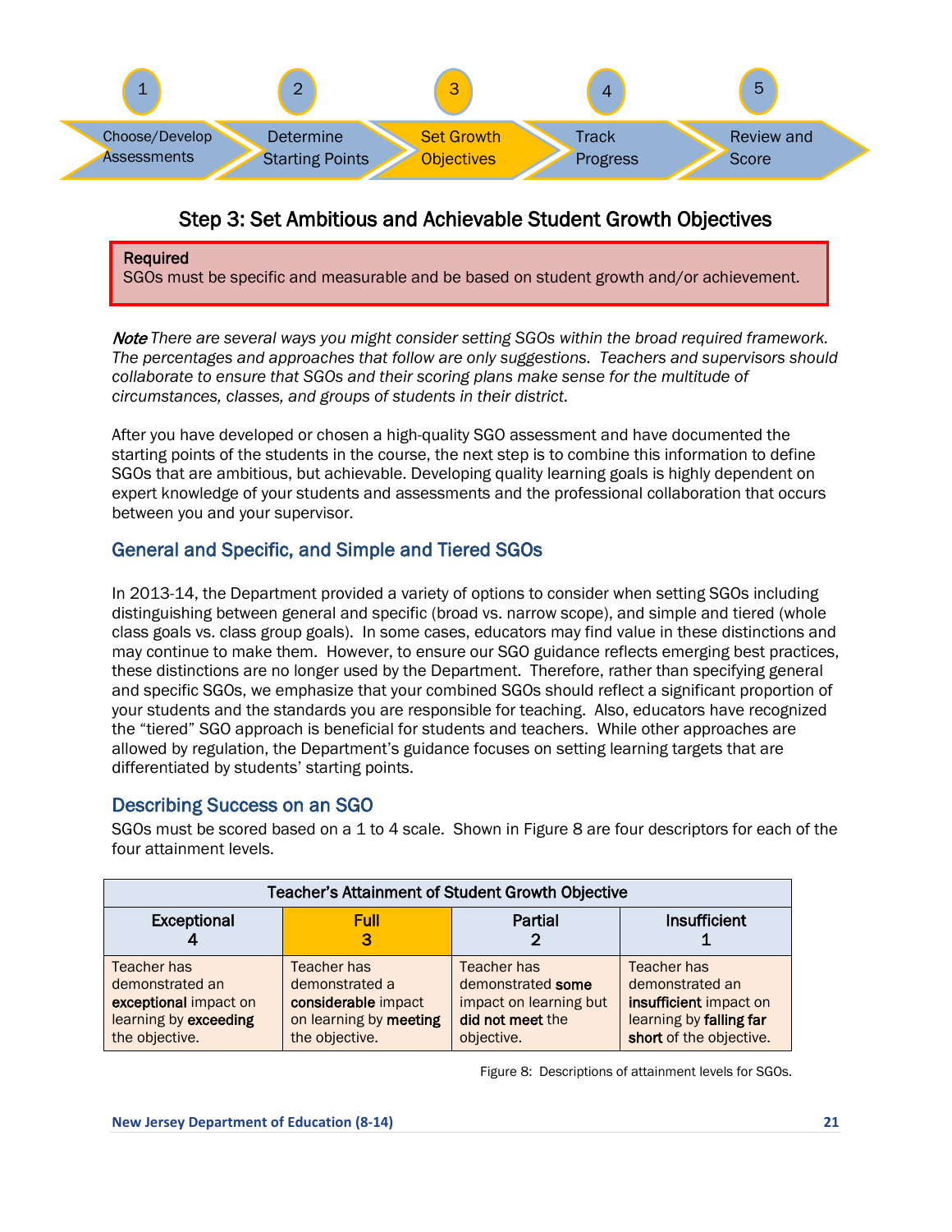1 Choose/Develop Assessments
2 Determine Starting Points
3 Set Growth Objectives
4 Track Progress
5 Review and Score

## Step 3: Set Ambitious and Achievable Student Growth Objectives

**Required**
SGOs must be specific and measurable and be based on student growth and/or achievement.

***Note*** *There are several ways you might consider setting SGOs within the broad required framework. The percentages and approaches that follow are only suggestions. Teachers and supervisors should collaborate to ensure that SGOs and their scoring plans make sense for the multitude of circumstances, classes, and groups of students in their district.*

After you have developed or chosen a high-quality SGO assessment and have documented the starting points of the students in the course, the next step is to combine this information to define SGOs that are ambitious, but achievable. Developing quality learning goals is highly dependent on expert knowledge of your students and assessments and the professional collaboration that occurs between you and your supervisor.

### General and Specific, and Simple and Tiered SGOs

In 2013-14, the Department provided a variety of options to consider when setting SGOs including distinguishing between general and specific (broad vs. narrow scope), and simple and tiered (whole class goals vs. class group goals). In some cases, educators may find value in these distinctions and may continue to make them. However, to ensure our SGO guidance reflects emerging best practices, these distinctions are no longer used by the Department. Therefore, rather than specifying general and specific SGOs, we emphasize that your combined SGOs should reflect a significant proportion of your students and the standards you are responsible for teaching. Also, educators have recognized the "tiered" SGO approach is beneficial for students and teachers. While other approaches are allowed by regulation, the Department's guidance focuses on setting learning targets that are differentiated by students' starting points.

### Describing Success on an SGO

SGOs must be scored based on a 1 to 4 scale. Shown in Figure 8 are four descriptors for each of the four attainment levels.

| Teacher's Attainment of Student Growth Objective | | | |
|---|---|---|---|
| **Exceptional 4** | **Full 3** | **Partial 2** | **Insufficient 1** |
| Teacher has demonstrated an **exceptional** impact on learning by **exceeding** the objective. | Teacher has demonstrated a **considerable** impact on learning by **meeting** the objective. | Teacher has demonstrated **some** impact on learning but **did not meet** the objective. | Teacher has demonstrated an **insufficient** impact on learning by **falling far short** of the objective. |

Figure 8: Descriptions of attainment levels for SGOs.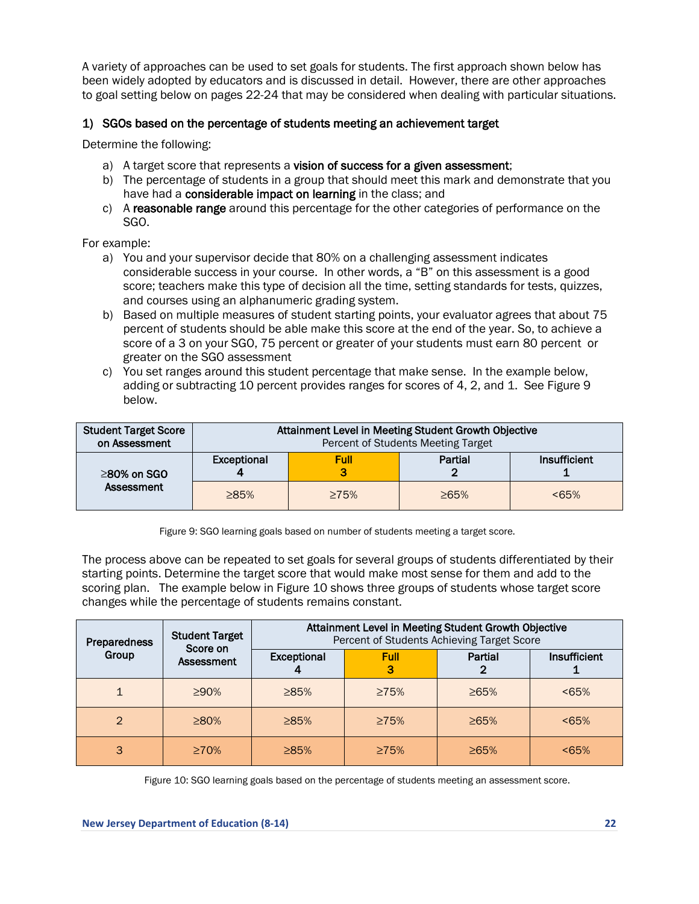A variety of approaches can be used to set goals for students. The first approach shown below has been widely adopted by educators and is discussed in detail. However, there are other approaches to goal setting below on pages 22-24 that may be considered when dealing with particular situations.

### 1) SGOs based on the percentage of students meeting an achievement target

Determine the following:

a) A target score that represents a **vision of success for a given assessment**;
b) The percentage of students in a group that should meet this mark and demonstrate that you have had a **considerable impact on learning** in the class; and
c) A **reasonable range** around this percentage for the other categories of performance on the SGO.

For example:

a) You and your supervisor decide that 80% on a challenging assessment indicates considerable success in your course. In other words, a "B" on this assessment is a good score; teachers make this type of decision all the time, setting standards for tests, quizzes, and courses using an alphanumeric grading system.
b) Based on multiple measures of student starting points, your evaluator agrees that about 75 percent of students should be able make this score at the end of the year. So, to achieve a score of a 3 on your SGO, 75 percent or greater of your students must earn 80 percent or greater on the SGO assessment
c) You set ranges around this student percentage that make sense. In the example below, adding or subtracting 10 percent provides ranges for scores of 4, 2, and 1. See Figure 9 below.

| Student Target Score on Assessment | Attainment Level in Meeting Student Growth Objective Percent of Students Meeting Target | | | |
|---|---|---|---|---|
| | Exceptional 4 | Full 3 | Partial 2 | Insufficient 1 |
| ≥80% on SGO Assessment | ≥85% | ≥75% | ≥65% | <65% |

Figure 9: SGO learning goals based on number of students meeting a target score.

The process above can be repeated to set goals for several groups of students differentiated by their starting points. Determine the target score that would make most sense for them and add to the scoring plan. The example below in Figure 10 shows three groups of students whose target score changes while the percentage of students remains constant.

| Preparedness Group | Student Target Score on Assessment | Attainment Level in Meeting Student Growth Objective Percent of Students Achieving Target Score | | | |
|---|---|---|---|---|---|
| | | Exceptional 4 | Full 3 | Partial 2 | Insufficient 1 |
| 1 | ≥90% | ≥85% | ≥75% | ≥65% | <65% |
| 2 | ≥80% | ≥85% | ≥75% | ≥65% | <65% |
| 3 | ≥70% | ≥85% | ≥75% | ≥65% | <65% |

Figure 10: SGO learning goals based on the percentage of students meeting an assessment score.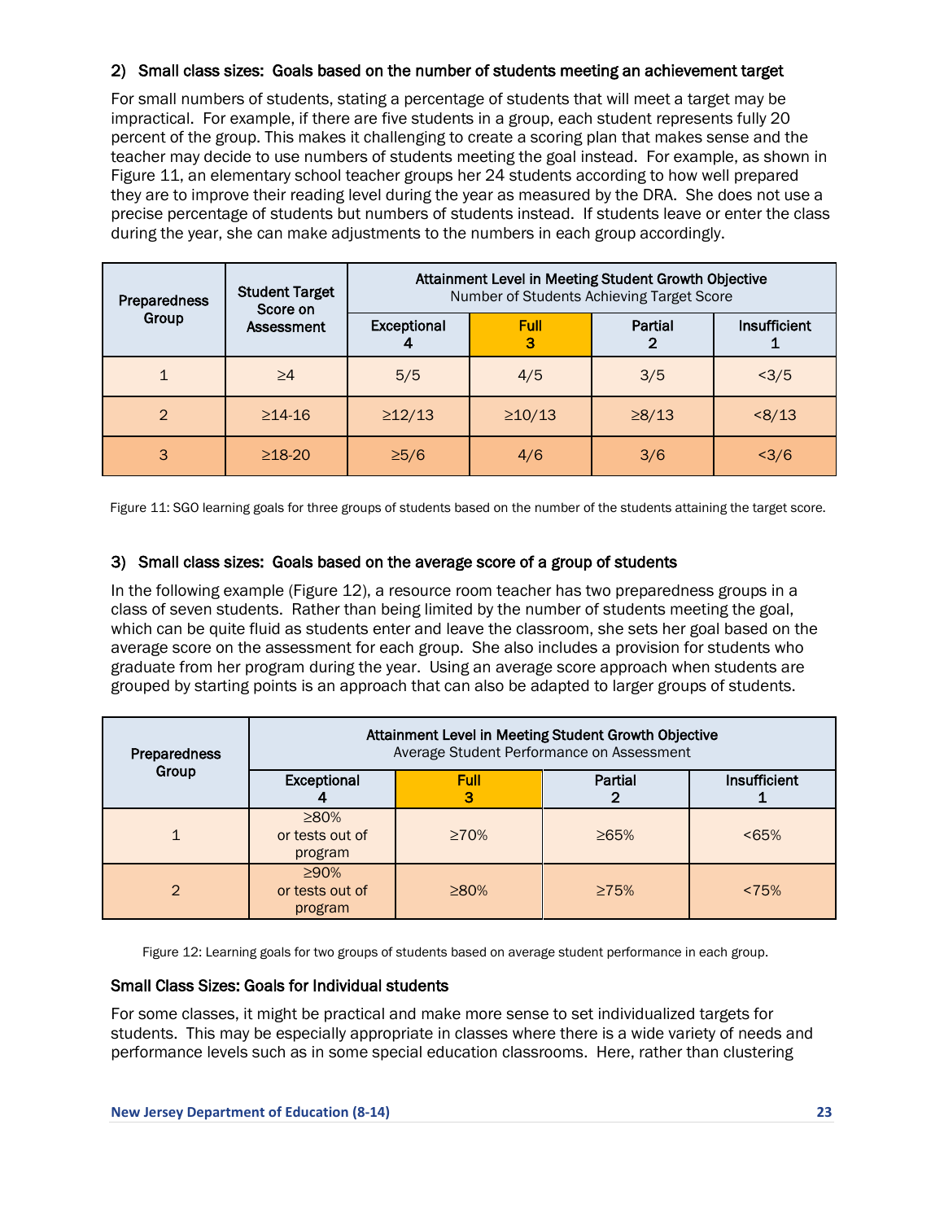### 2) Small class sizes: Goals based on the number of students meeting an achievement target

For small numbers of students, stating a percentage of students that will meet a target may be impractical. For example, if there are five students in a group, each student represents fully 20 percent of the group. This makes it challenging to create a scoring plan that makes sense and the teacher may decide to use numbers of students meeting the goal instead. For example, as shown in Figure 11, an elementary school teacher groups her 24 students according to how well prepared they are to improve their reading level during the year as measured by the DRA. She does not use a precise percentage of students but numbers of students instead. If students leave or enter the class during the year, she can make adjustments to the numbers in each group accordingly.

| Preparedness Group | Student Target Score on Assessment | Attainment Level in Meeting Student Growth Objective<br>Number of Students Achieving Target Score | | | |
|---|---|---|---|---|---|
| | | Exceptional<br>4 | Full<br>3 | Partial<br>2 | Insufficient<br>1 |
| 1 | ≥4 | 5/5 | 4/5 | 3/5 | <3/5 |
| 2 | ≥14-16 | ≥12/13 | ≥10/13 | ≥8/13 | <8/13 |
| 3 | ≥18-20 | ≥5/6 | 4/6 | 3/6 | <3/6 |

Figure 11: SGO learning goals for three groups of students based on the number of the students attaining the target score.

### 3) Small class sizes: Goals based on the average score of a group of students

In the following example (Figure 12), a resource room teacher has two preparedness groups in a class of seven students. Rather than being limited by the number of students meeting the goal, which can be quite fluid as students enter and leave the classroom, she sets her goal based on the average score on the assessment for each group. She also includes a provision for students who graduate from her program during the year. Using an average score approach when students are grouped by starting points is an approach that can also be adapted to larger groups of students.

| Preparedness Group | Attainment Level in Meeting Student Growth Objective<br>Average Student Performance on Assessment | | | |
|---|---|---|---|---|
| | Exceptional<br>4 | Full<br>3 | Partial<br>2 | Insufficient<br>1 |
| 1 | ≥80%<br>or tests out of program | ≥70% | ≥65% | <65% |
| 2 | ≥90%<br>or tests out of program | ≥80% | ≥75% | <75% |

Figure 12: Learning goals for two groups of students based on average student performance in each group.

### Small Class Sizes: Goals for Individual students

For some classes, it might be practical and make more sense to set individualized targets for students. This may be especially appropriate in classes where there is a wide variety of needs and performance levels such as in some special education classrooms. Here, rather than clustering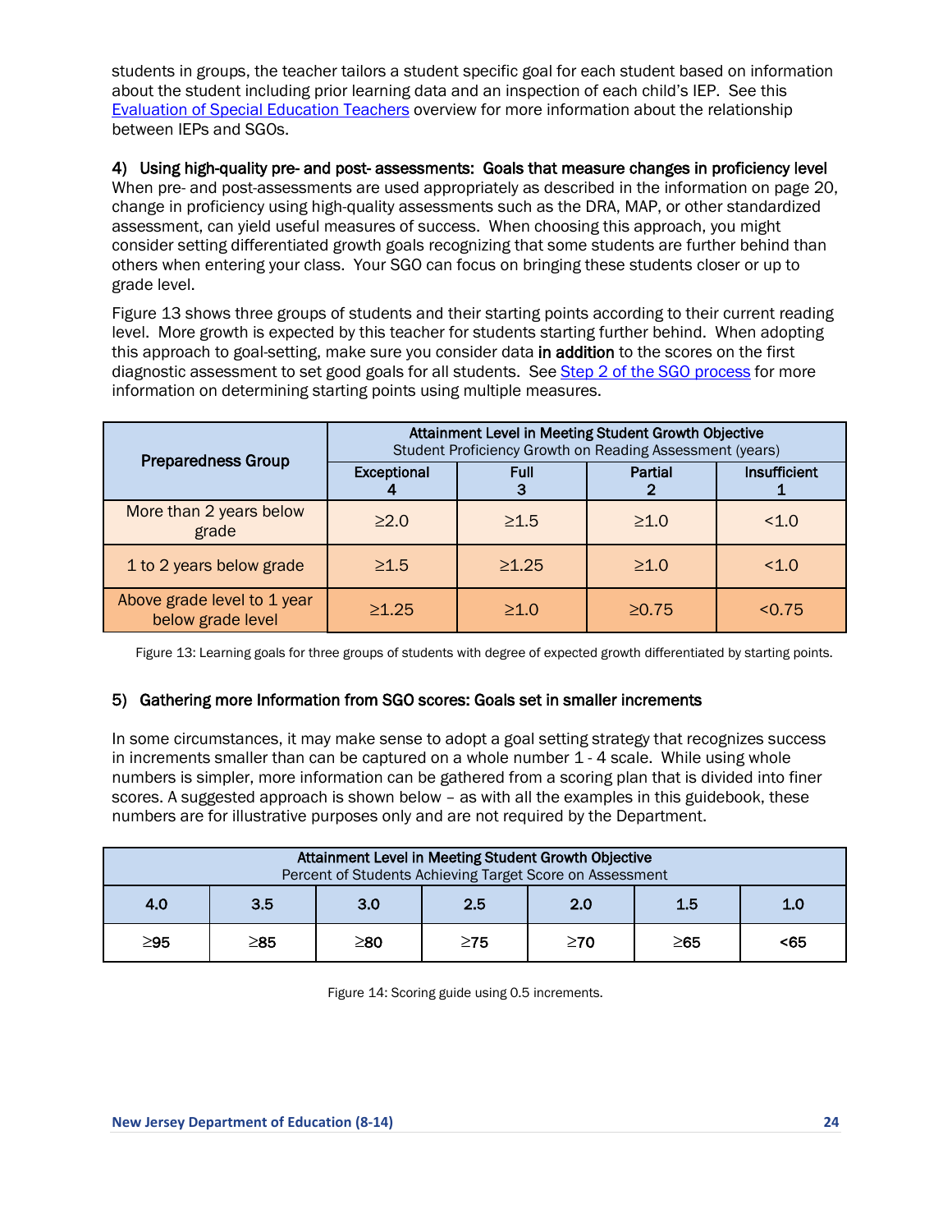students in groups, the teacher tailors a student specific goal for each student based on information about the student including prior learning data and an inspection of each child's IEP. See this [Evaluation of Special Education Teachers] overview for more information about the relationship between IEPs and SGOs.

**4) Using high-quality pre- and post- assessments: Goals that measure changes in proficiency level**
When pre- and post-assessments are used appropriately as described in the information on page 20, change in proficiency using high-quality assessments such as the DRA, MAP, or other standardized assessment, can yield useful measures of success. When choosing this approach, you might consider setting differentiated growth goals recognizing that some students are further behind than others when entering your class. Your SGO can focus on bringing these students closer or up to grade level.

Figure 13 shows three groups of students and their starting points according to their current reading level. More growth is expected by this teacher for students starting further behind. When adopting this approach to goal-setting, make sure you consider data **in addition** to the scores on the first diagnostic assessment to set good goals for all students. See [Step 2 of the SGO process] for more information on determining starting points using multiple measures.

| Preparedness Group | **Attainment Level in Meeting Student Growth Objective** Student Proficiency Growth on Reading Assessment (years) | | | |
|---|---|---|---|---|
| | **Exceptional 4** | **Full 3** | **Partial 2** | **Insufficient 1** |
| More than 2 years below grade | ≥2.0 | ≥1.5 | ≥1.0 | <1.0 |
| 1 to 2 years below grade | ≥1.5 | ≥1.25 | ≥1.0 | <1.0 |
| Above grade level to 1 year below grade level | ≥1.25 | ≥1.0 | ≥0.75 | <0.75 |

Figure 13: Learning goals for three groups of students with degree of expected growth differentiated by starting points.

**5) Gathering more Information from SGO scores: Goals set in smaller increments**

In some circumstances, it may make sense to adopt a goal setting strategy that recognizes success in increments smaller than can be captured on a whole number 1 - 4 scale. While using whole numbers is simpler, more information can be gathered from a scoring plan that is divided into finer scores. A suggested approach is shown below – as with all the examples in this guidebook, these numbers are for illustrative purposes only and are not required by the Department.

| **Attainment Level in Meeting Student Growth Objective** Percent of Students Achieving Target Score on Assessment | | | | | | |
|---|---|---|---|---|---|---|
| 4.0 | 3.5 | 3.0 | 2.5 | 2.0 | 1.5 | 1.0 |
| ≥95 | ≥85 | ≥80 | ≥75 | ≥70 | ≥65 | <65 |

Figure 14: Scoring guide using 0.5 increments.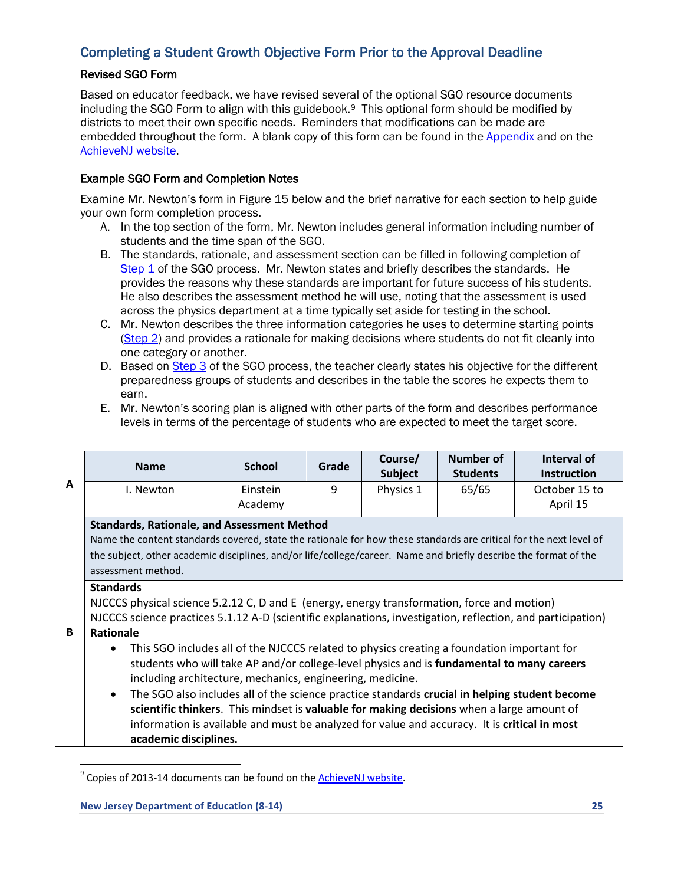## Completing a Student Growth Objective Form Prior to the Approval Deadline

### Revised SGO Form

Based on educator feedback, we have revised several of the optional SGO resource documents including the SGO Form to align with this guidebook.[9] This optional form should be modified by districts to meet their own specific needs. Reminders that modifications can be made are embedded throughout the form. A blank copy of this form can be found in the Appendix and on the AchieveNJ website.

### Example SGO Form and Completion Notes

Examine Mr. Newton's form in Figure 15 below and the brief narrative for each section to help guide your own form completion process.

A. In the top section of the form, Mr. Newton includes general information including number of students and the time span of the SGO.
B. The standards, rationale, and assessment section can be filled in following completion of Step 1 of the SGO process. Mr. Newton states and briefly describes the standards. He provides the reasons why these standards are important for future success of his students. He also describes the assessment method he will use, noting that the assessment is used across the physics department at a time typically set aside for testing in the school.
C. Mr. Newton describes the three information categories he uses to determine starting points (Step 2) and provides a rationale for making decisions where students do not fit cleanly into one category or another.
D. Based on Step 3 of the SGO process, the teacher clearly states his objective for the different preparedness groups of students and describes in the table the scores he expects them to earn.
E. Mr. Newton's scoring plan is aligned with other parts of the form and describes performance levels in terms of the percentage of students who are expected to meet the target score.

| | Name | School | Grade | Course/ Subject | Number of Students | Interval of Instruction |
|---|---|---|---|---|---|---|
| A | I. Newton | Einstein Academy | 9 | Physics 1 | 65/65 | October 15 to April 15 |

| | |
|---|---|
| B | **Standards, Rationale, and Assessment Method**<br>Name the content standards covered, state the rationale for how these standards are critical for the next level of the subject, other academic disciplines, and/or life/college/career. Name and briefly describe the format of the assessment method. |
| | **Standards**<br>NJCCCS physical science 5.2.12 C, D and E (energy, energy transformation, force and motion)<br>NJCCCS science practices 5.1.12 A-D (scientific explanations, investigation, reflection, and participation)<br>**Rationale**<br>• This SGO includes all of the NJCCCS related to physics creating a foundation important for students who will take AP and/or college-level physics and is **fundamental to many careers** including architecture, mechanics, engineering, medicine.<br>• The SGO also includes all of the science practice standards **crucial in helping student become scientific thinkers**. This mindset is **valuable for making decisions** when a large amount of information is available and must be analyzed for value and accuracy. It is **critical in most academic disciplines.** |

[9] Copies of 2013-14 documents can be found on the AchieveNJ website.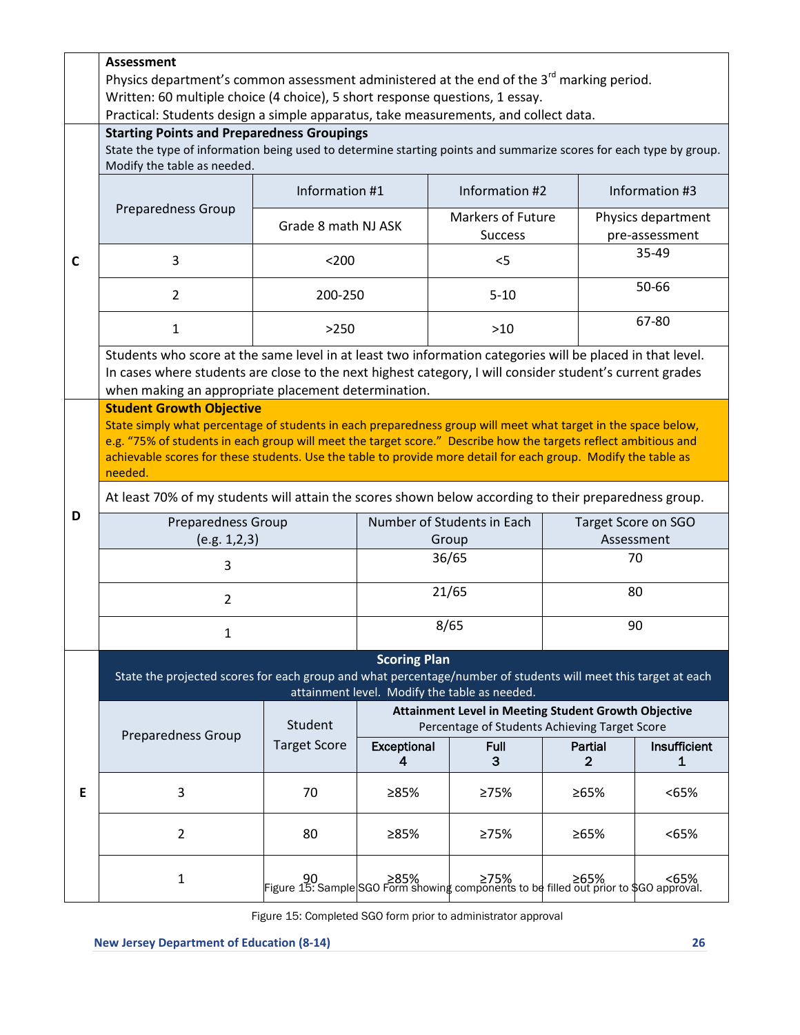| | |
|---|---|
| | **Assessment**<br>Physics department's common assessment administered at the end of the 3rd marking period.<br>Written: 60 multiple choice (4 choice), 5 short response questions, 1 essay.<br>Practical: Students design a simple apparatus, take measurements, and collect data. |
| **C** | **Starting Points and Preparedness Groupings**<br>State the type of information being used to determine starting points and summarize scores for each type by group. Modify the table as needed. |

| Preparedness Group | Information #1 | Information #2 | Information #3 |
|---|---|---|---|
| | Grade 8 math NJ ASK | Markers of Future Success | Physics department pre-assessment |
| 3 | <200 | <5 | 35-49 |
| 2 | 200-250 | 5-10 | 50-66 |
| 1 | >250 | >10 | 67-80 |

Students who score at the same level in at least two information categories will be placed in that level. In cases where students are close to the next highest category, I will consider student's current grades when making an appropriate placement determination.

**D**

**Student Growth Objective**
State simply what percentage of students in each preparedness group will meet what target in the space below, e.g. "75% of students in each group will meet the target score." Describe how the targets reflect ambitious and achievable scores for these students. Use the table to provide more detail for each group. Modify the table as needed.

At least 70% of my students will attain the scores shown below according to their preparedness group.

| Preparedness Group (e.g. 1,2,3) | Number of Students in Each Group | Target Score on SGO Assessment |
|---|---|---|
| 3 | 36/65 | 70 |
| 2 | 21/65 | 80 |
| 1 | 8/65 | 90 |

**E**

**Scoring Plan**
State the projected scores for each group and what percentage/number of students will meet this target at each attainment level. Modify the table as needed.

| Preparedness Group | Student Target Score | **Attainment Level in Meeting Student Growth Objective** Percentage of Students Achieving Target Score | | | |
|---|---|---|---|---|---|
| | | **Exceptional 4** | **Full 3** | **Partial 2** | **Insufficient 1** |
| 3 | 70 | ≥85% | ≥75% | ≥65% | <65% |
| 2 | 80 | ≥85% | ≥75% | ≥65% | <65% |
| 1 | 90 | ≥85% | ≥75% | ≥65% | <65% |

Figure 15: Sample SGO Form showing components to be filled out prior to SGO approval.

Figure 15: Completed SGO form prior to administrator approval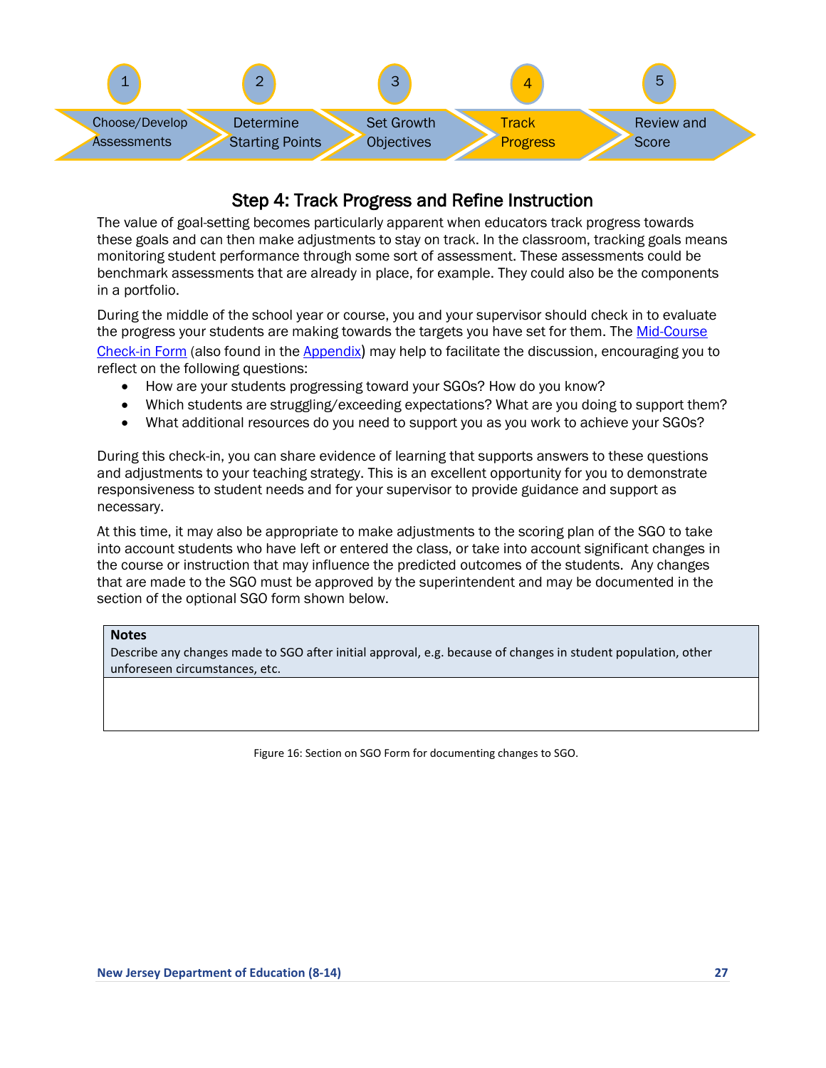1 Choose/Develop Assessments
2 Determine Starting Points
3 Set Growth Objectives
4 Track Progress
5 Review and Score

## Step 4: Track Progress and Refine Instruction

The value of goal-setting becomes particularly apparent when educators track progress towards these goals and can then make adjustments to stay on track. In the classroom, tracking goals means monitoring student performance through some sort of assessment. These assessments could be benchmark assessments that are already in place, for example. They could also be the components in a portfolio.

During the middle of the school year or course, you and your supervisor should check in to evaluate the progress your students are making towards the targets you have set for them. The Mid-Course Check-in Form (also found in the Appendix) may help to facilitate the discussion, encouraging you to reflect on the following questions:

- How are your students progressing toward your SGOs? How do you know?
- Which students are struggling/exceeding expectations? What are you doing to support them?
- What additional resources do you need to support you as you work to achieve your SGOs?

During this check-in, you can share evidence of learning that supports answers to these questions and adjustments to your teaching strategy. This is an excellent opportunity for you to demonstrate responsiveness to student needs and for your supervisor to provide guidance and support as necessary.

At this time, it may also be appropriate to make adjustments to the scoring plan of the SGO to take into account students who have left or entered the class, or take into account significant changes in the course or instruction that may influence the predicted outcomes of the students. Any changes that are made to the SGO must be approved by the superintendent and may be documented in the section of the optional SGO form shown below.

| **Notes**<br>Describe any changes made to SGO after initial approval, e.g. because of changes in student population, other unforeseen circumstances, etc. |
|---|
| |

Figure 16: Section on SGO Form for documenting changes to SGO.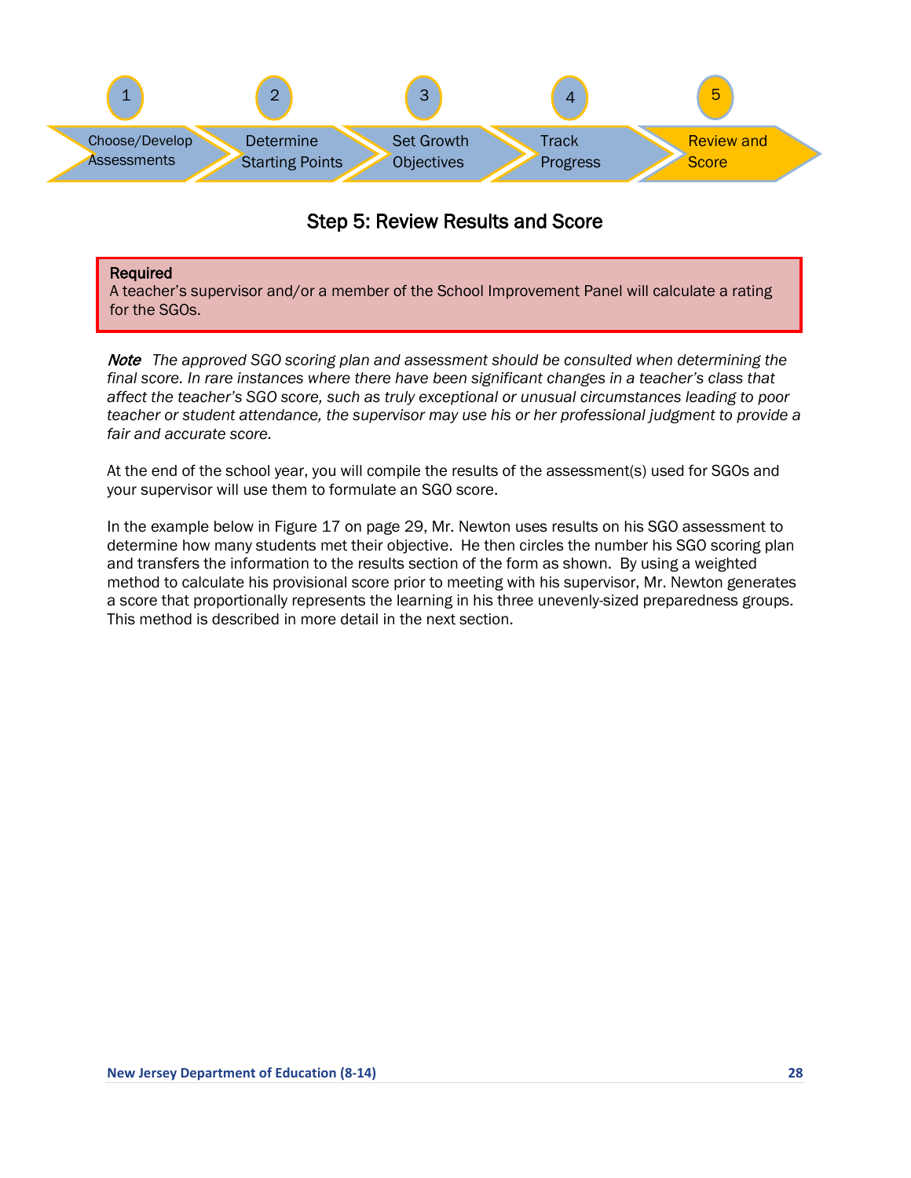1 Choose/Develop Assessments

2 Determine Starting Points

3 Set Growth Objectives

4 Track Progress

5 Review and Score

## Step 5: Review Results and Score

**Required**
A teacher's supervisor and/or a member of the School Improvement Panel will calculate a rating for the SGOs.

***Note*** *The approved SGO scoring plan and assessment should be consulted when determining the final score. In rare instances where there have been significant changes in a teacher's class that affect the teacher's SGO score, such as truly exceptional or unusual circumstances leading to poor teacher or student attendance, the supervisor may use his or her professional judgment to provide a fair and accurate score.*

At the end of the school year, you will compile the results of the assessment(s) used for SGOs and your supervisor will use them to formulate an SGO score.

In the example below in Figure 17 on page 29, Mr. Newton uses results on his SGO assessment to determine how many students met their objective. He then circles the number his SGO scoring plan and transfers the information to the results section of the form as shown. By using a weighted method to calculate his provisional score prior to meeting with his supervisor, Mr. Newton generates a score that proportionally represents the learning in his three unevenly-sized preparedness groups. This method is described in more detail in the next section.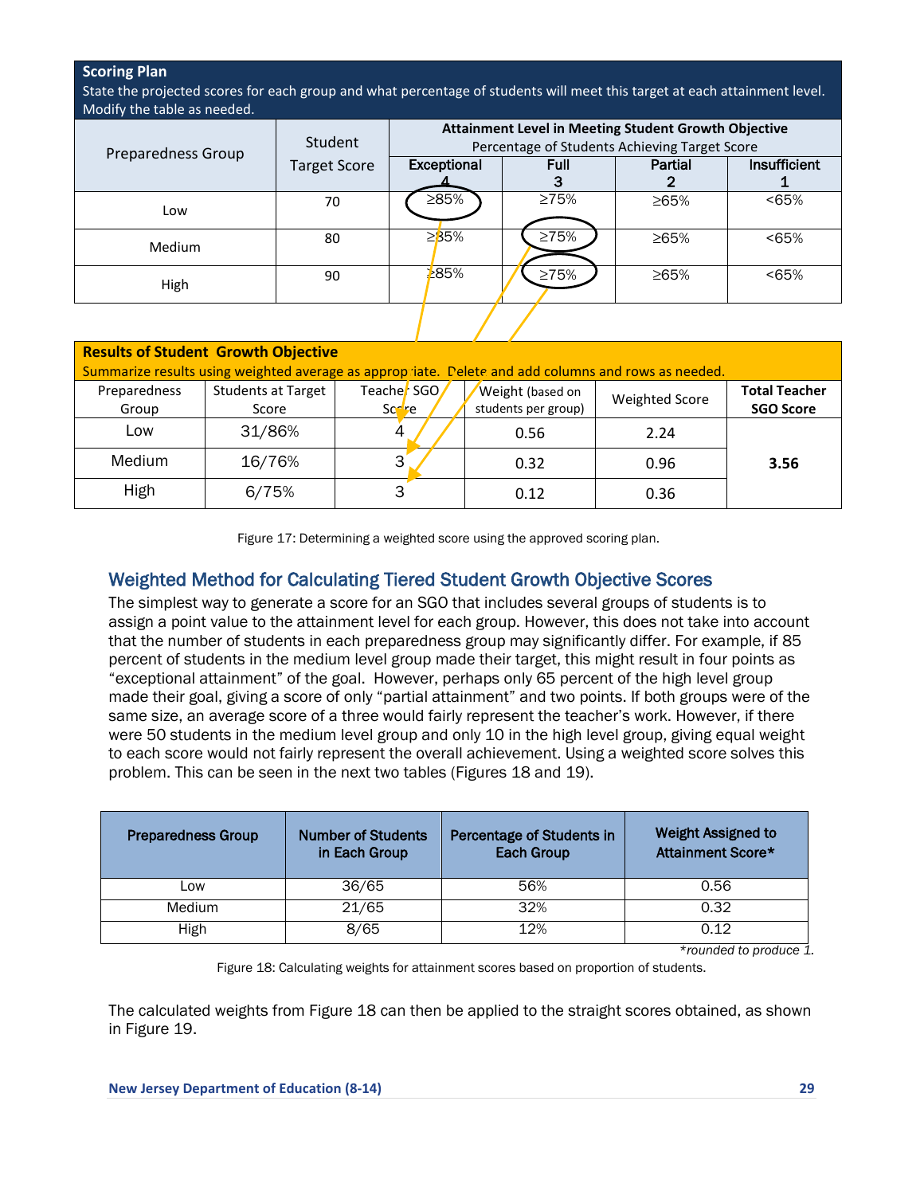**Scoring Plan**
State the projected scores for each group and what percentage of students will meet this target at each attainment level. Modify the table as needed.

| Preparedness Group | Student Target Score | Attainment Level in Meeting Student Growth Objective<br>Percentage of Students Achieving Target Score | | | |
|---|---|---|---|---|---|
| | | Exceptional<br>4 | Full<br>3 | Partial<br>2 | Insufficient<br>1 |
| Low | 70 | ≥85% | ≥75% | ≥65% | <65% |
| Medium | 80 | ≥85% | ≥75% | ≥65% | <65% |
| High | 90 | ≥85% | ≥75% | ≥65% | <65% |

**Results of Student Growth Objective**
Summarize results using weighted average as appropriate. Delete and add columns and rows as needed.

| Preparedness Group | Students at Target Score | Teacher SGO Score | Weight (based on students per group) | Weighted Score | Total Teacher SGO Score |
|---|---|---|---|---|---|
| Low | 31/86% | 4 | 0.56 | 2.24 | **3.56** |
| Medium | 16/76% | 3 | 0.32 | 0.96 | |
| High | 6/75% | 3 | 0.12 | 0.36 | |

Figure 17: Determining a weighted score using the approved scoring plan.

## Weighted Method for Calculating Tiered Student Growth Objective Scores

The simplest way to generate a score for an SGO that includes several groups of students is to assign a point value to the attainment level for each group. However, this does not take into account that the number of students in each preparedness group may significantly differ. For example, if 85 percent of students in the medium level group made their target, this might result in four points as "exceptional attainment" of the goal. However, perhaps only 65 percent of the high level group made their goal, giving a score of only "partial attainment" and two points. If both groups were of the same size, an average score of a three would fairly represent the teacher's work. However, if there were 50 students in the medium level group and only 10 in the high level group, giving equal weight to each score would not fairly represent the overall achievement. Using a weighted score solves this problem. This can be seen in the next two tables (Figures 18 and 19).

| Preparedness Group | Number of Students in Each Group | Percentage of Students in Each Group | Weight Assigned to Attainment Score* |
|---|---|---|---|
| Low | 36/65 | 56% | 0.56 |
| Medium | 21/65 | 32% | 0.32 |
| High | 8/65 | 12% | 0.12 |

*rounded to produce 1.

Figure 18: Calculating weights for attainment scores based on proportion of students.

The calculated weights from Figure 18 can then be applied to the straight scores obtained, as shown in Figure 19.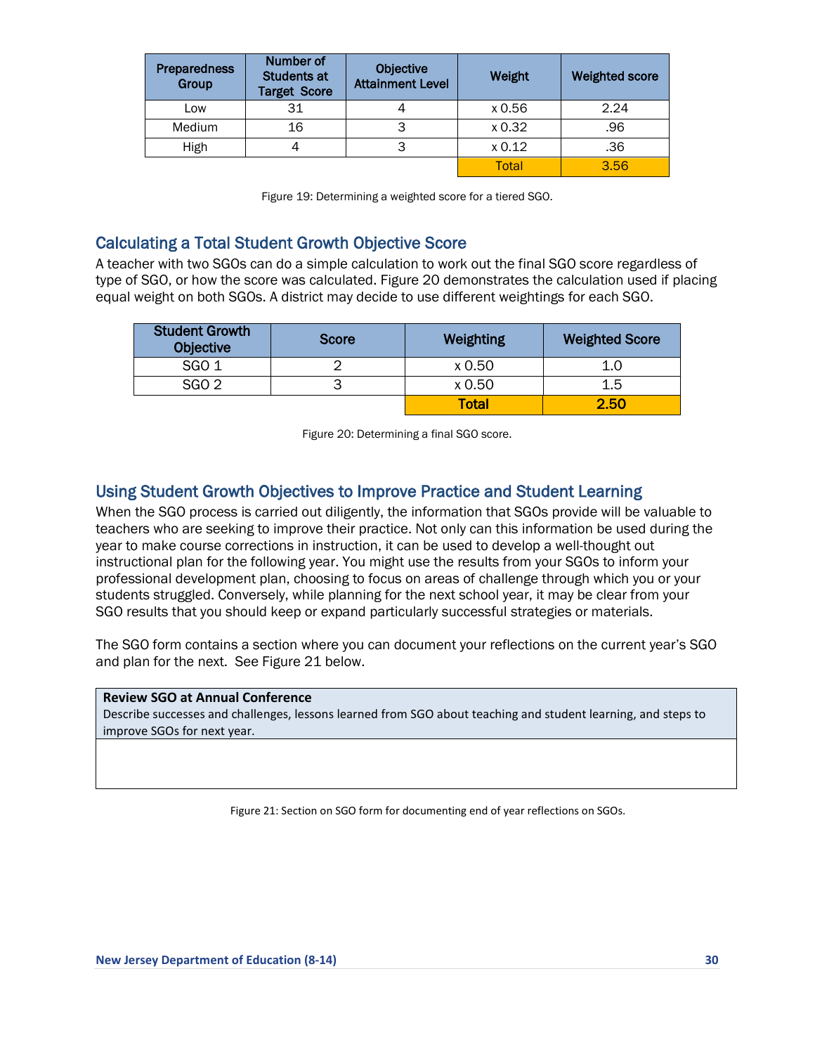| Preparedness Group | Number of Students at Target Score | Objective Attainment Level | Weight | Weighted score |
|---|---|---|---|---|
| Low | 31 | 4 | x 0.56 | 2.24 |
| Medium | 16 | 3 | x 0.32 | .96 |
| High | 4 | 3 | x 0.12 | .36 |
| | | | Total | 3.56 |

Figure 19: Determining a weighted score for a tiered SGO.

## Calculating a Total Student Growth Objective Score

A teacher with two SGOs can do a simple calculation to work out the final SGO score regardless of type of SGO, or how the score was calculated. Figure 20 demonstrates the calculation used if placing equal weight on both SGOs. A district may decide to use different weightings for each SGO.

| Student Growth Objective | Score | Weighting | Weighted Score |
|---|---|---|---|
| SGO 1 | 2 | x 0.50 | 1.0 |
| SGO 2 | 3 | x 0.50 | 1.5 |
| | | **Total** | **2.50** |

Figure 20: Determining a final SGO score.

## Using Student Growth Objectives to Improve Practice and Student Learning

When the SGO process is carried out diligently, the information that SGOs provide will be valuable to teachers who are seeking to improve their practice. Not only can this information be used during the year to make course corrections in instruction, it can be used to develop a well-thought out instructional plan for the following year. You might use the results from your SGOs to inform your professional development plan, choosing to focus on areas of challenge through which you or your students struggled. Conversely, while planning for the next school year, it may be clear from your SGO results that you should keep or expand particularly successful strategies or materials.

The SGO form contains a section where you can document your reflections on the current year's SGO and plan for the next. See Figure 21 below.

| **Review SGO at Annual Conference**<br>Describe successes and challenges, lessons learned from SGO about teaching and student learning, and steps to improve SGOs for next year. |
|---|
| |

Figure 21: Section on SGO form for documenting end of year reflections on SGOs.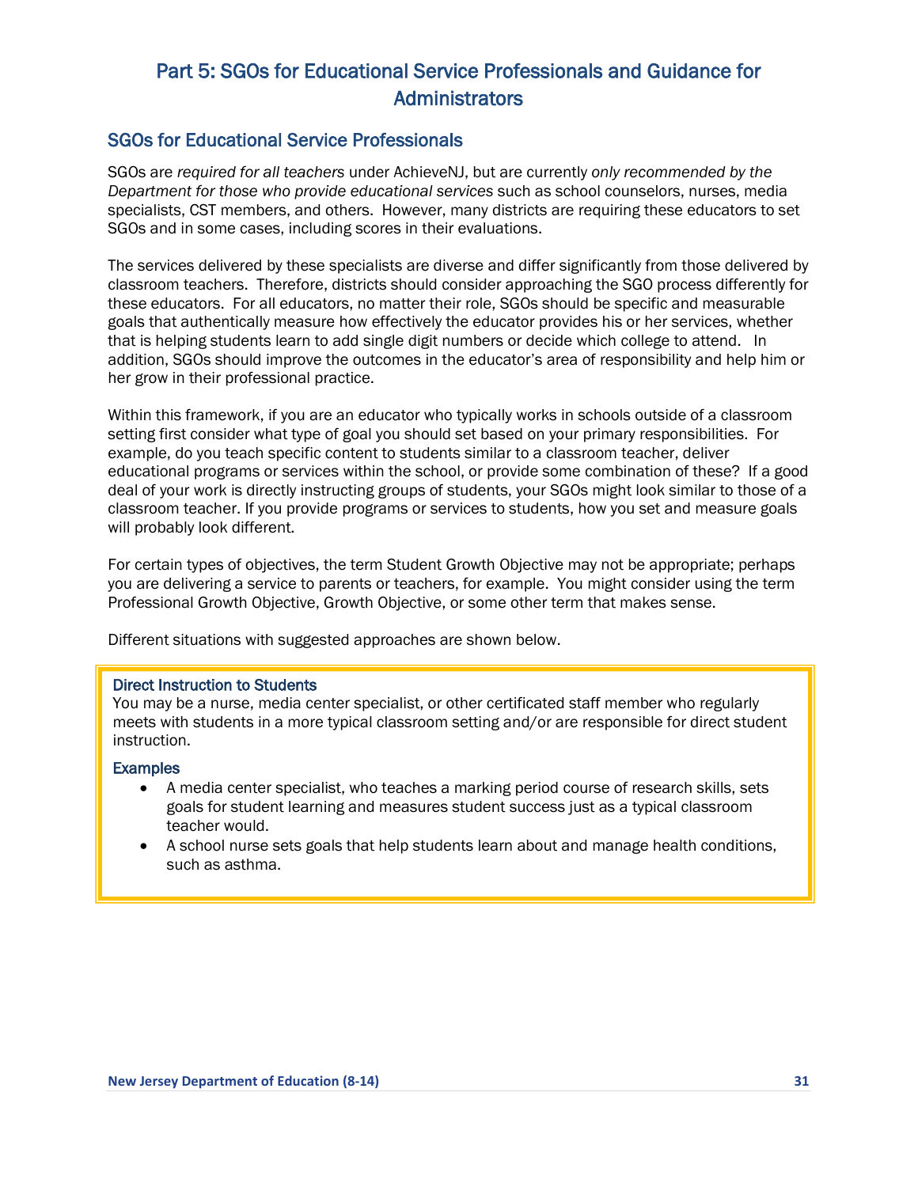## Part 5: SGOs for Educational Service Professionals and Guidance for Administrators

### SGOs for Educational Service Professionals

SGOs are *required for all teachers* under AchieveNJ, but are currently *only recommended by the Department for those who provide educational services* such as school counselors, nurses, media specialists, CST members, and others. However, many districts are requiring these educators to set SGOs and in some cases, including scores in their evaluations.

The services delivered by these specialists are diverse and differ significantly from those delivered by classroom teachers. Therefore, districts should consider approaching the SGO process differently for these educators. For all educators, no matter their role, SGOs should be specific and measurable goals that authentically measure how effectively the educator provides his or her services, whether that is helping students learn to add single digit numbers or decide which college to attend. In addition, SGOs should improve the outcomes in the educator's area of responsibility and help him or her grow in their professional practice.

Within this framework, if you are an educator who typically works in schools outside of a classroom setting first consider what type of goal you should set based on your primary responsibilities. For example, do you teach specific content to students similar to a classroom teacher, deliver educational programs or services within the school, or provide some combination of these? If a good deal of your work is directly instructing groups of students, your SGOs might look similar to those of a classroom teacher. If you provide programs or services to students, how you set and measure goals will probably look different.

For certain types of objectives, the term Student Growth Objective may not be appropriate; perhaps you are delivering a service to parents or teachers, for example. You might consider using the term Professional Growth Objective, Growth Objective, or some other term that makes sense.

Different situations with suggested approaches are shown below.

#### Direct Instruction to Students

You may be a nurse, media center specialist, or other certificated staff member who regularly meets with students in a more typical classroom setting and/or are responsible for direct student instruction.

#### Examples

- A media center specialist, who teaches a marking period course of research skills, sets goals for student learning and measures student success just as a typical classroom teacher would.
- A school nurse sets goals that help students learn about and manage health conditions, such as asthma.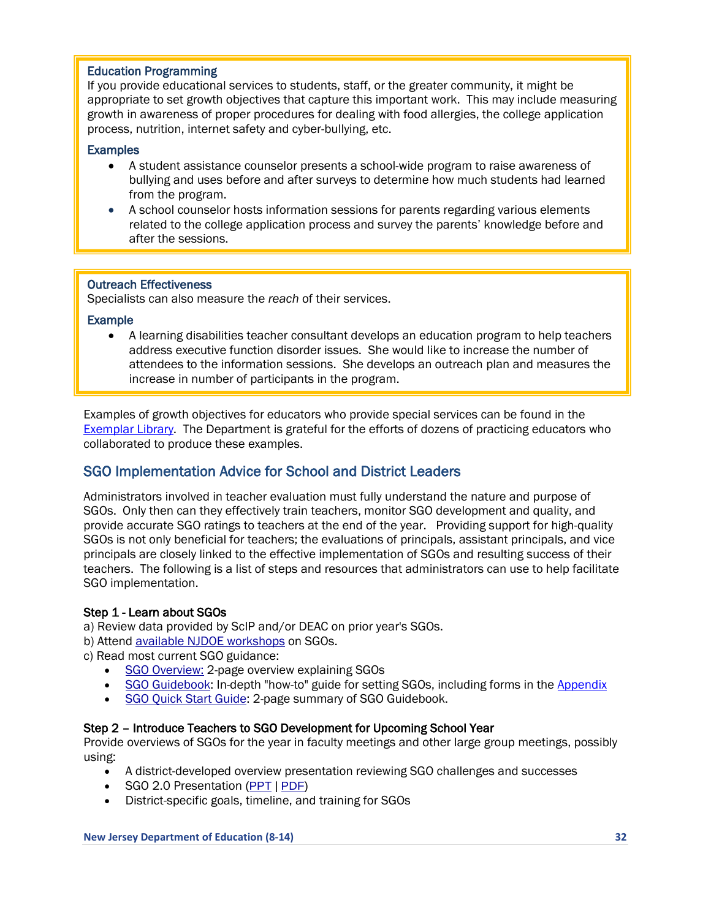### Education Programming

If you provide educational services to students, staff, or the greater community, it might be appropriate to set growth objectives that capture this important work. This may include measuring growth in awareness of proper procedures for dealing with food allergies, the college application process, nutrition, internet safety and cyber-bullying, etc.

#### Examples

- A student assistance counselor presents a school-wide program to raise awareness of bullying and uses before and after surveys to determine how much students had learned from the program.
- A school counselor hosts information sessions for parents regarding various elements related to the college application process and survey the parents' knowledge before and after the sessions.

### Outreach Effectiveness

Specialists can also measure the *reach* of their services.

#### Example

- A learning disabilities teacher consultant develops an education program to help teachers address executive function disorder issues. She would like to increase the number of attendees to the information sessions. She develops an outreach plan and measures the increase in number of participants in the program.

Examples of growth objectives for educators who provide special services can be found in the Exemplar Library. The Department is grateful for the efforts of dozens of practicing educators who collaborated to produce these examples.

## SGO Implementation Advice for School and District Leaders

Administrators involved in teacher evaluation must fully understand the nature and purpose of SGOs. Only then can they effectively train teachers, monitor SGO development and quality, and provide accurate SGO ratings to teachers at the end of the year. Providing support for high-quality SGOs is not only beneficial for teachers; the evaluations of principals, assistant principals, and vice principals are closely linked to the effective implementation of SGOs and resulting success of their teachers. The following is a list of steps and resources that administrators can use to help facilitate SGO implementation.

**Step 1 - Learn about SGOs**

a) Review data provided by ScIP and/or DEAC on prior year's SGOs.
b) Attend available NJDOE workshops on SGOs.
c) Read most current SGO guidance:

- SGO Overview: 2-page overview explaining SGOs
- SGO Guidebook: In-depth "how-to" guide for setting SGOs, including forms in the Appendix
- SGO Quick Start Guide: 2-page summary of SGO Guidebook.

**Step 2 – Introduce Teachers to SGO Development for Upcoming School Year**

Provide overviews of SGOs for the year in faculty meetings and other large group meetings, possibly using:

- A district-developed overview presentation reviewing SGO challenges and successes
- SGO 2.0 Presentation (PPT | PDF)
- District-specific goals, timeline, and training for SGOs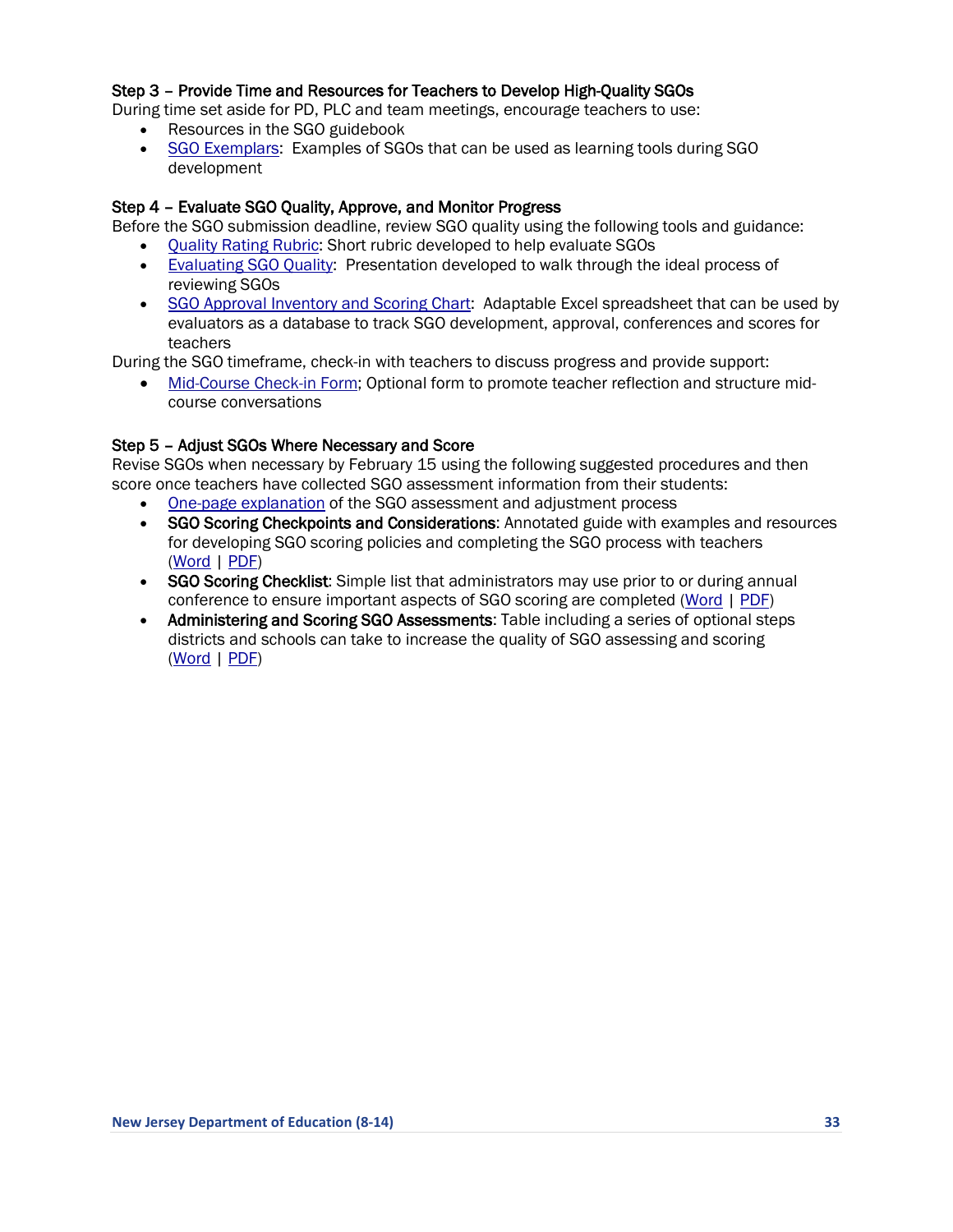### Step 3 – Provide Time and Resources for Teachers to Develop High-Quality SGOs

During time set aside for PD, PLC and team meetings, encourage teachers to use:

- Resources in the SGO guidebook
- SGO Exemplars: Examples of SGOs that can be used as learning tools during SGO development

### Step 4 – Evaluate SGO Quality, Approve, and Monitor Progress

Before the SGO submission deadline, review SGO quality using the following tools and guidance:

- Quality Rating Rubric: Short rubric developed to help evaluate SGOs
- Evaluating SGO Quality: Presentation developed to walk through the ideal process of reviewing SGOs
- SGO Approval Inventory and Scoring Chart: Adaptable Excel spreadsheet that can be used by evaluators as a database to track SGO development, approval, conferences and scores for teachers

During the SGO timeframe, check-in with teachers to discuss progress and provide support:

- Mid-Course Check-in Form; Optional form to promote teacher reflection and structure mid-course conversations

### Step 5 – Adjust SGOs Where Necessary and Score

Revise SGOs when necessary by February 15 using the following suggested procedures and then score once teachers have collected SGO assessment information from their students:

- One-page explanation of the SGO assessment and adjustment process
- **SGO Scoring Checkpoints and Considerations**: Annotated guide with examples and resources for developing SGO scoring policies and completing the SGO process with teachers (Word | PDF)
- **SGO Scoring Checklist**: Simple list that administrators may use prior to or during annual conference to ensure important aspects of SGO scoring are completed (Word | PDF)
- **Administering and Scoring SGO Assessments**: Table including a series of optional steps districts and schools can take to increase the quality of SGO assessing and scoring (Word | PDF)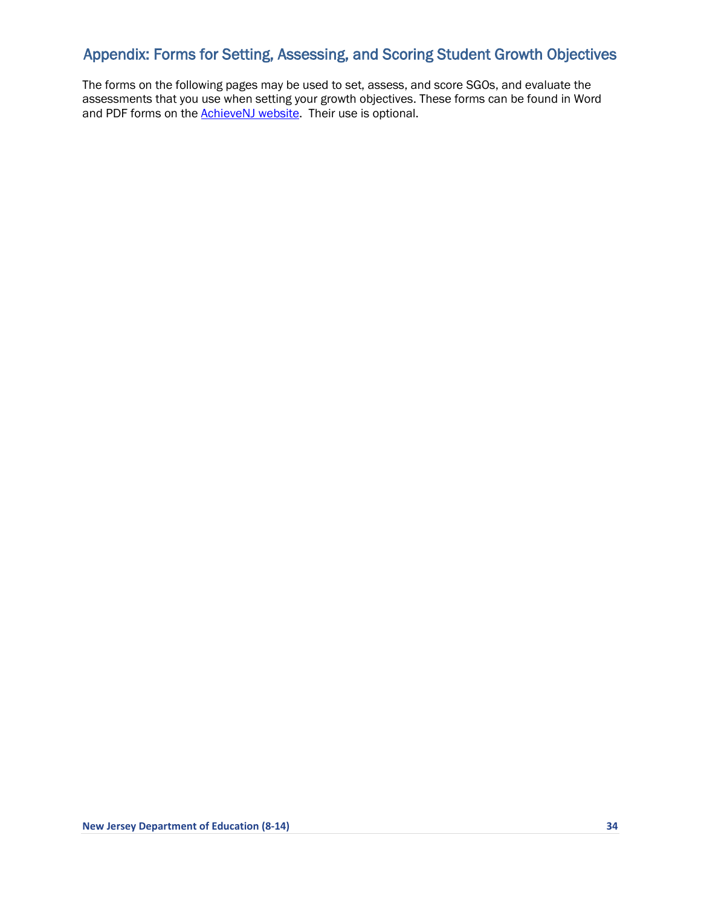## Appendix: Forms for Setting, Assessing, and Scoring Student Growth Objectives

The forms on the following pages may be used to set, assess, and score SGOs, and evaluate the assessments that you use when setting your growth objectives. These forms can be found in Word and PDF forms on the AchieveNJ website. Their use is optional.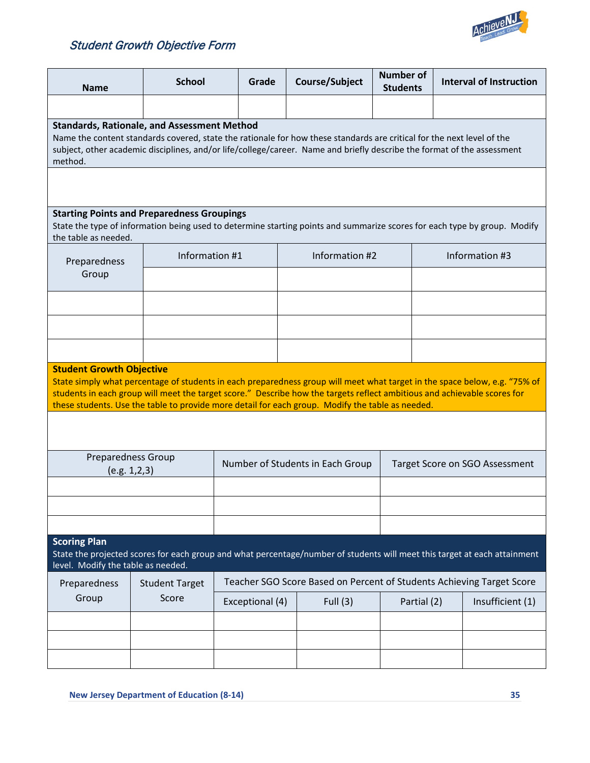## *Student Growth Objective Form*

| Name | School | Grade | Course/Subject | Number of Students | Interval of Instruction |
|---|---|---|---|---|---|
| | | | | | |

**Standards, Rationale, and Assessment Method**

Name the content standards covered, state the rationale for how these standards are critical for the next level of the subject, other academic disciplines, and/or life/college/career. Name and briefly describe the format of the assessment method.

**Starting Points and Preparedness Groupings**

State the type of information being used to determine starting points and summarize scores for each type by group. Modify the table as needed.

| Preparedness Group | Information #1 | Information #2 | Information #3 |
|---|---|---|---|
| | | | |
| | | | |
| | | | |
| | | | |

**Student Growth Objective**

State simply what percentage of students in each preparedness group will meet what target in the space below, e.g. "75% of students in each group will meet the target score." Describe how the targets reflect ambitious and achievable scores for these students. Use the table to provide more detail for each group. Modify the table as needed.

| Preparedness Group (e.g. 1,2,3) | Number of Students in Each Group | Target Score on SGO Assessment |
|---|---|---|
| | | |
| | | |
| | | |

**Scoring Plan**

State the projected scores for each group and what percentage/number of students will meet this target at each attainment level. Modify the table as needed.

| Preparedness Group | Student Target Score | Teacher SGO Score Based on Percent of Students Achieving Target Score | | | |
|---|---|---|---|---|---|
| | | Exceptional (4) | Full (3) | Partial (2) | Insufficient (1) |
| | | | | | |
| | | | | | |
| | | | | | |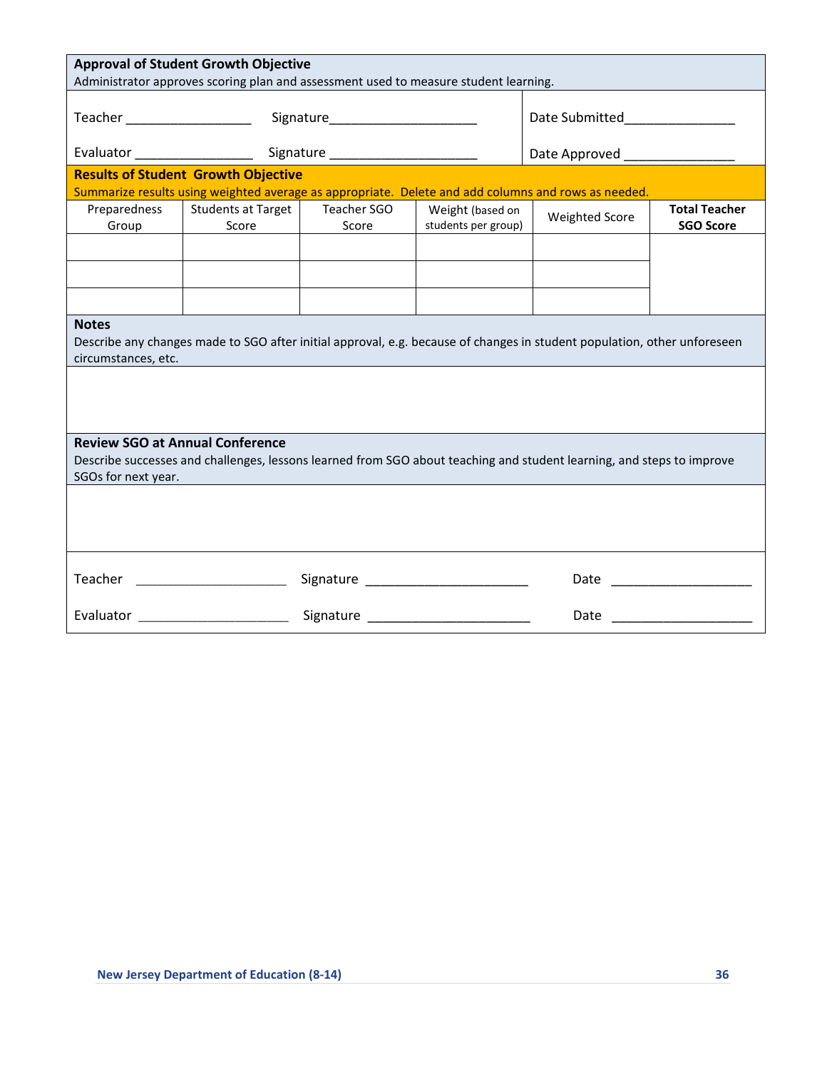**Approval of Student Growth Objective**

Administrator approves scoring plan and assessment used to measure student learning.

Teacher _________________ Signature____________________ Date Submitted_______________

Evaluator ________________ Signature ____________________ Date Approved _______________

**Results of Student Growth Objective**

Summarize results using weighted average as appropriate. Delete and add columns and rows as needed.

| Preparedness Group | Students at Target Score | Teacher SGO Score | Weight (based on students per group) | Weighted Score | **Total Teacher SGO Score** |
|---|---|---|---|---|---|
| | | | | | |
| | | | | | |
| | | | | | |

**Notes**

Describe any changes made to SGO after initial approval, e.g. because of changes in student population, other unforeseen circumstances, etc.

**Review SGO at Annual Conference**

Describe successes and challenges, lessons learned from SGO about teaching and student learning, and steps to improve SGOs for next year.

Teacher _____________________ Signature ______________________ Date ___________________

Evaluator _____________________ Signature ______________________ Date ___________________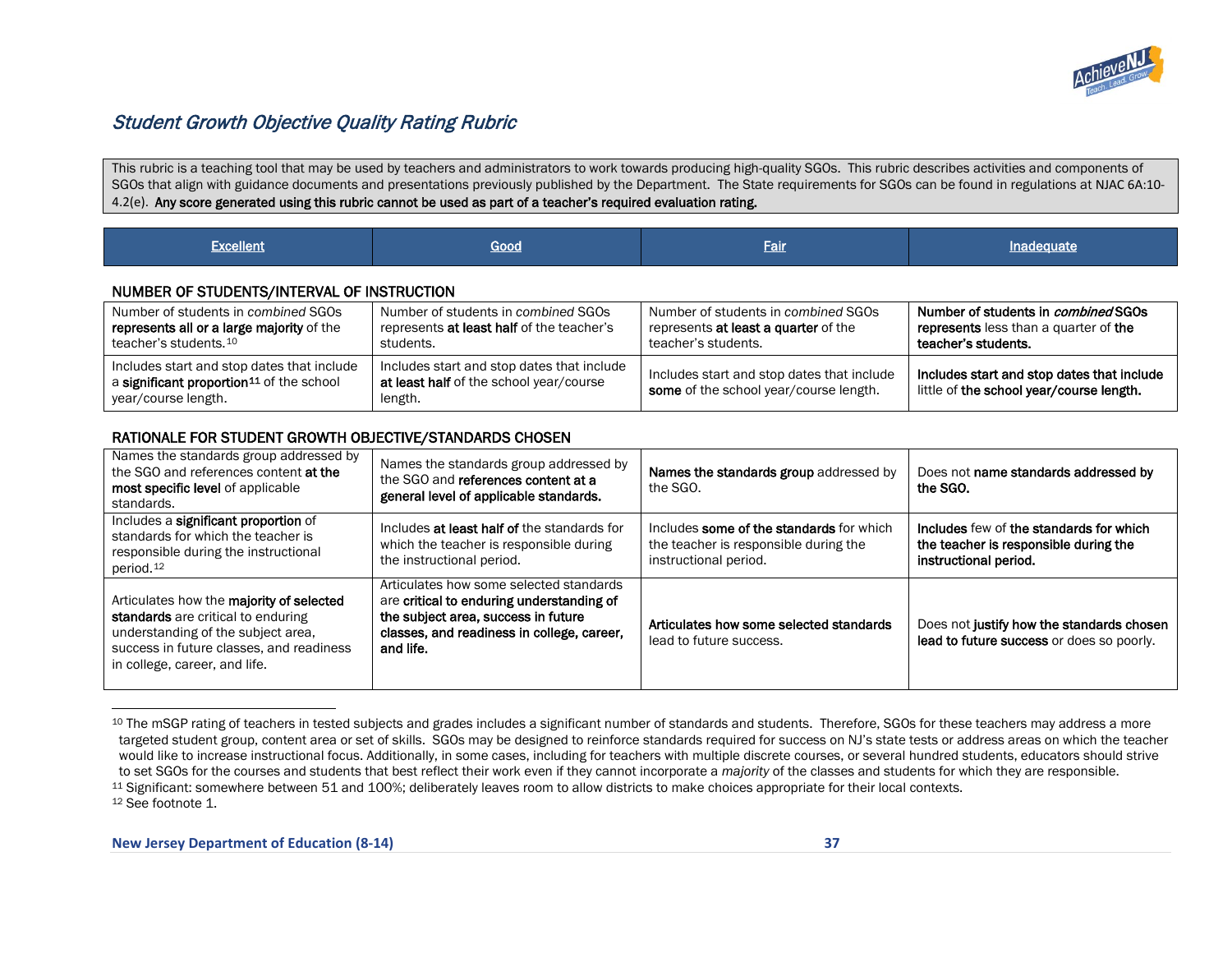## *Student Growth Objective Quality Rating Rubric*

This rubric is a teaching tool that may be used by teachers and administrators to work towards producing high-quality SGOs. This rubric describes activities and components of SGOs that align with guidance documents and presentations previously published by the Department. The State requirements for SGOs can be found in regulations at NJAC 6A:10-4.2(e). **Any score generated using this rubric cannot be used as part of a teacher's required evaluation rating.**

| Excellent | Good | Fair | Inadequate |
|---|---|---|---|

**NUMBER OF STUDENTS/INTERVAL OF INSTRUCTION**

| | | | |
|---|---|---|---|
| Number of students in *combined* SGOs **represents all or a large majority** of the teacher's students.[10] | Number of students in *combined* SGOs represents **at least half** of the teacher's students. | Number of students in *combined* SGOs represents **at least a quarter** of the teacher's students. | **Number of students in *combined* SGOs represents** less than a quarter of **the teacher's students.** |
| Includes start and stop dates that include a **significant proportion**[11] of the school year/course length. | Includes start and stop dates that include **at least half** of the school year/course length. | Includes start and stop dates that include **some** of the school year/course length. | **Includes start and stop dates that include** little of **the school year/course length.** |

**RATIONALE FOR STUDENT GROWTH OBJECTIVE/STANDARDS CHOSEN**

| | | | |
|---|---|---|---|
| Names the standards group addressed by the SGO and references content **at the most specific level** of applicable standards. | Names the standards group addressed by the SGO and **references content at a general level of applicable standards.** | **Names the standards group** addressed by the SGO. | Does not **name standards addressed by the SGO.** |
| Includes a **significant proportion** of standards for which the teacher is responsible during the instructional period.[12] | Includes **at least half of** the standards for which the teacher is responsible during the instructional period. | Includes **some of the standards** for which the teacher is responsible during the instructional period. | **Includes** few of **the standards for which the teacher is responsible during the instructional period.** |
| Articulates how the **majority of selected standards** are critical to enduring understanding of the subject area, success in future classes, and readiness in college, career, and life. | Articulates how some selected standards are **critical to enduring understanding of the subject area, success in future classes, and readiness in college, career, and life.** | **Articulates how some selected standards** lead to future success. | Does not **justify how the standards chosen lead to future success** or does so poorly. |

[10] The mSGP rating of teachers in tested subjects and grades includes a significant number of standards and students. Therefore, SGOs for these teachers may address a more targeted student group, content area or set of skills. SGOs may be designed to reinforce standards required for success on NJ's state tests or address areas on which the teacher would like to increase instructional focus. Additionally, in some cases, including for teachers with multiple discrete courses, or several hundred students, educators should strive to set SGOs for the courses and students that best reflect their work even if they cannot incorporate a *majority* of the classes and students for which they are responsible.

[11] Significant: somewhere between 51 and 100%; deliberately leaves room to allow districts to make choices appropriate for their local contexts.

[12] See footnote 1.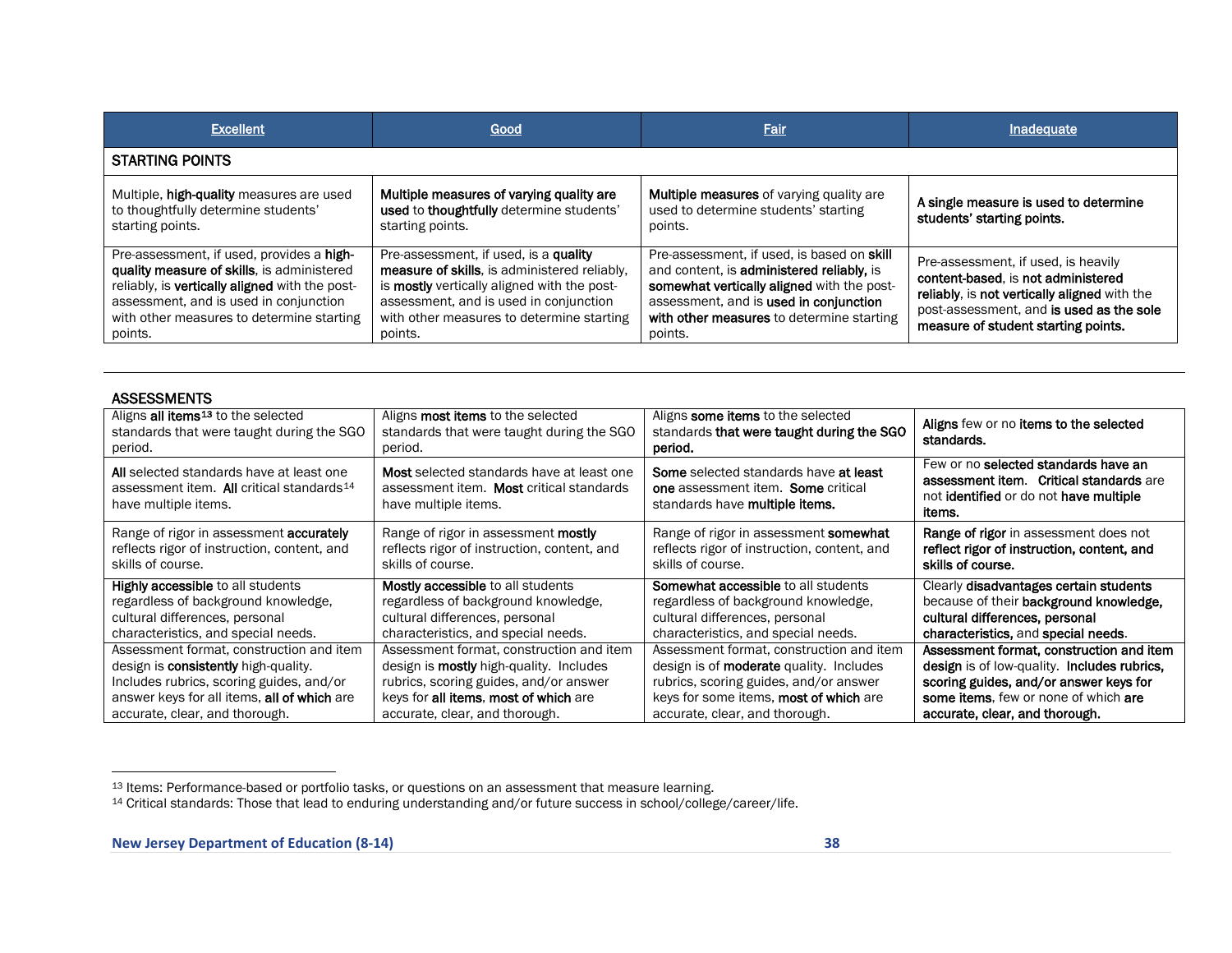| Excellent | Good | Fair | Inadequate |
|---|---|---|---|
| **STARTING POINTS** | | | |
| Multiple, **high-quality** measures are used to thoughtfully determine students' starting points. | **Multiple measures of varying quality are used** to **thoughtfully** determine students' starting points. | **Multiple measures** of varying quality are used to determine students' starting points. | **A single measure is used to determine students' starting points.** |
| Pre-assessment, if used, provides a **high-quality measure of skills**, is administered reliably, is **vertically aligned** with the post-assessment, and is used in conjunction with other measures to determine starting points. | Pre-assessment, if used, is a **quality measure of skills**, is administered reliably, is **mostly** vertically aligned with the post-assessment, and is used in conjunction with other measures to determine starting points. | Pre-assessment, if used, is based on **skill** and content, is **administered reliably,** is **somewhat vertically aligned** with the post-assessment, and is **used in conjunction with other measures** to determine starting points. | Pre-assessment, if used, is heavily **content-based**, is **not administered reliably**, is **not vertically aligned** with the post-assessment, and **is used as the sole measure of student starting points.** |

**ASSESSMENTS**

| Excellent | Good | Fair | Inadequate |
|---|---|---|---|
| Aligns **all items**[13] to the selected standards that were taught during the SGO period. | Aligns **most items** to the selected standards that were taught during the SGO period. | Aligns **some items** to the selected standards **that were taught during the SGO period.** | **Aligns** few or no **items to the selected standards.** |
| **All** selected standards have at least one assessment item. **All** critical standards[14] have multiple items. | **Most** selected standards have at least one assessment item. **Most** critical standards have multiple items. | **Some** selected standards have **at least one** assessment item. **Some** critical standards have **multiple items.** | Few or no **selected standards have an assessment item. Critical standards** are not **identified** or do not **have multiple items.** |
| Range of rigor in assessment **accurately** reflects rigor of instruction, content, and skills of course. | Range of rigor in assessment **mostly** reflects rigor of instruction, content, and skills of course. | Range of rigor in assessment **somewhat** reflects rigor of instruction, content, and skills of course. | **Range of rigor** in assessment does not **reflect rigor of instruction, content, and skills of course.** |
| **Highly accessible** to all students regardless of background knowledge, cultural differences, personal characteristics, and special needs. | **Mostly accessible** to all students regardless of background knowledge, cultural differences, personal characteristics, and special needs. | **Somewhat accessible** to all students regardless of background knowledge, cultural differences, personal characteristics, and special needs. | Clearly **disadvantages certain students** because of their **background knowledge, cultural differences, personal characteristics,** and **special needs**. |
| Assessment format, construction and item design is **consistently** high-quality. Includes rubrics, scoring guides, and/or answer keys for all items, **all of which** are accurate, clear, and thorough. | Assessment format, construction and item design is **mostly** high-quality. Includes rubrics, scoring guides, and/or answer keys for **all items**, **most of which** are accurate, clear, and thorough. | Assessment format, construction and item design is of **moderate** quality. Includes rubrics, scoring guides, and/or answer keys for some items, **most of which** are accurate, clear, and thorough. | **Assessment format, construction and item design** is of low-quality. **Includes rubrics, scoring guides, and/or answer keys for some items**, few or none of which **are accurate, clear, and thorough.** |

[13] Items: Performance-based or portfolio tasks, or questions on an assessment that measure learning.

[14] Critical standards: Those that lead to enduring understanding and/or future success in school/college/career/life.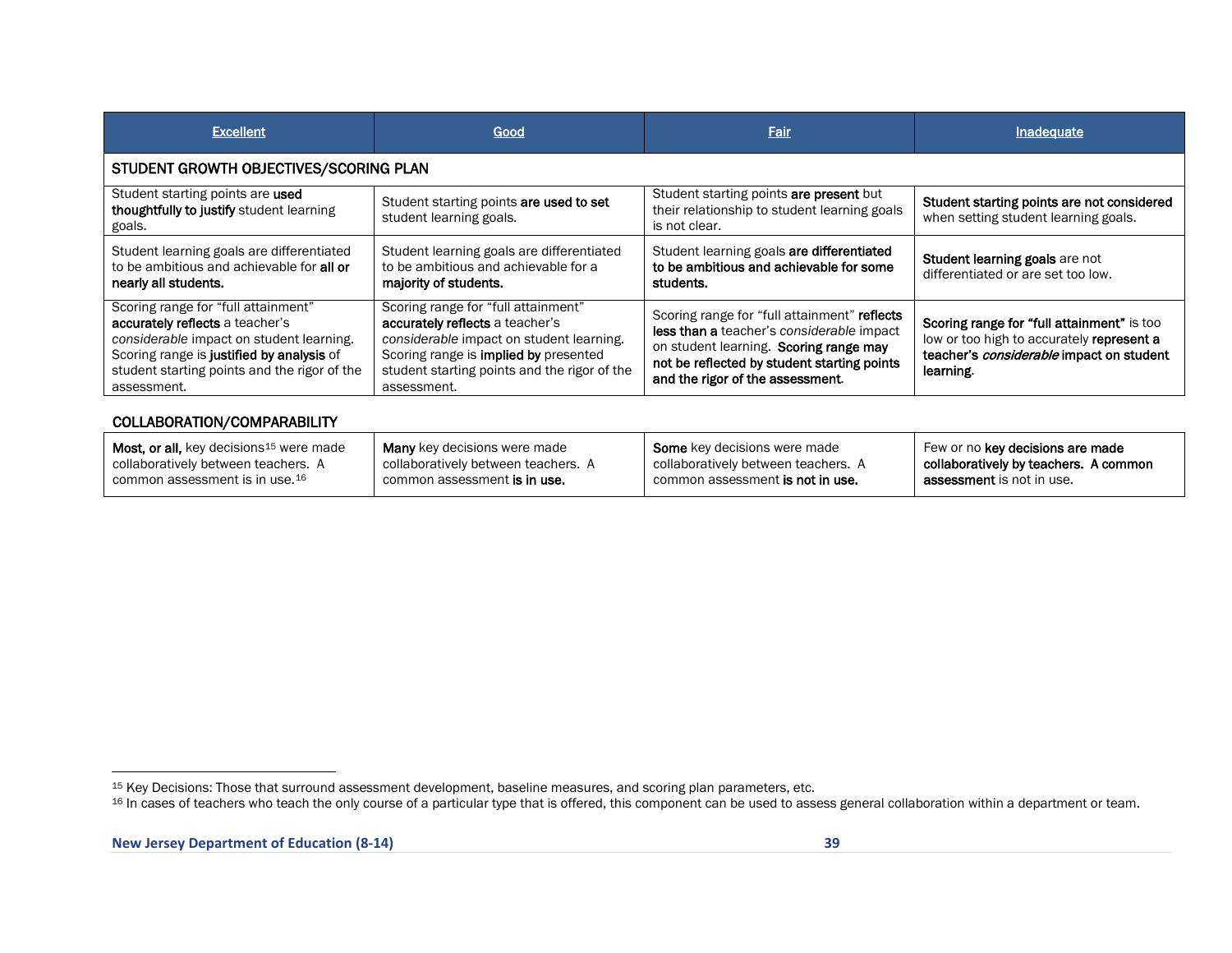| Excellent | Good | Fair | Inadequate |
|---|---|---|---|
| **STUDENT GROWTH OBJECTIVES/SCORING PLAN** | | | |
| Student starting points are **used thoughtfully to justify** student learning goals. | Student starting points **are used to set** student learning goals. | Student starting points **are present** but their relationship to student learning goals is not clear. | **Student starting points are not considered** when setting student learning goals. |
| Student learning goals are differentiated to be ambitious and achievable for **all or nearly all students.** | Student learning goals are differentiated to be ambitious and achievable for a **majority of students.** | Student learning goals **are differentiated to be ambitious and achievable for some students.** | **Student learning goals** are not differentiated or are set too low. |
| Scoring range for "full attainment" **accurately reflects** a teacher's *considerable* impact on student learning. Scoring range is **justified by analysis** of student starting points and the rigor of the assessment. | Scoring range for "full attainment" **accurately reflects** a teacher's *considerable* impact on student learning. Scoring range is **implied by** presented student starting points and the rigor of the assessment. | Scoring range for "full attainment" **reflects less than a** teacher's *considerable* impact on student learning. **Scoring range may not be reflected by student starting points and the rigor of the assessment**. | **Scoring range for "full attainment"** is too low or too high to accurately **represent a teacher's *considerable* impact on student learning**. |

**COLLABORATION/COMPARABILITY**

| | | | |
|---|---|---|---|
| **Most, or all,** key decisions[15] were made collaboratively between teachers. A common assessment is in use.[16] | **Many** key decisions were made collaboratively between teachers. A common assessment **is in use.** | **Some** key decisions were made collaboratively between teachers. A common assessment **is not in use.** | Few or no **key decisions are made collaboratively by teachers. A common assessment** is not in use. |

[15] Key Decisions: Those that surround assessment development, baseline measures, and scoring plan parameters, etc.

[16] In cases of teachers who teach the only course of a particular type that is offered, this component can be used to assess general collaboration within a department or team.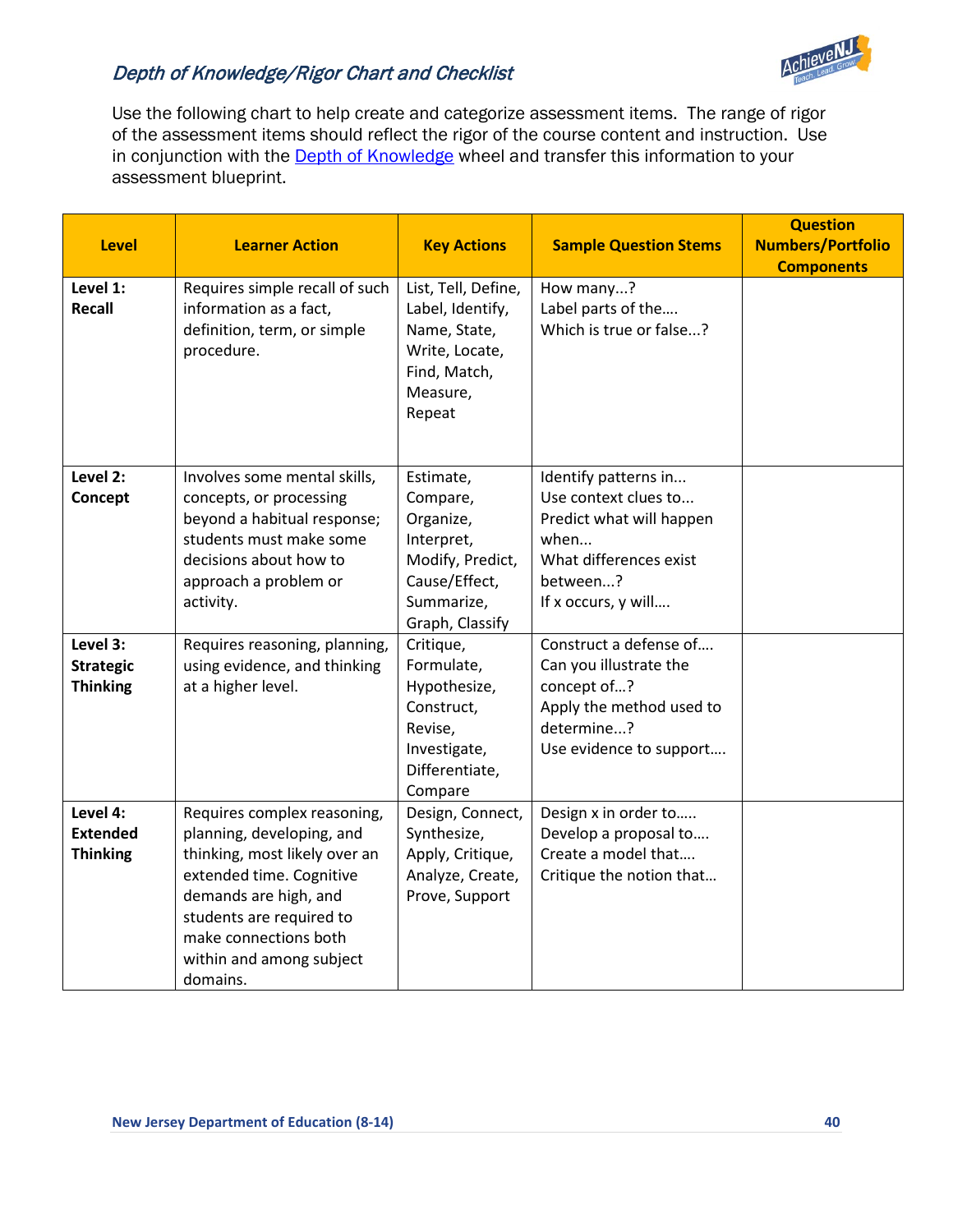## *Depth of Knowledge/Rigor Chart and Checklist*

Use the following chart to help create and categorize assessment items. The range of rigor of the assessment items should reflect the rigor of the course content and instruction. Use in conjunction with the Depth of Knowledge wheel and transfer this information to your assessment blueprint.

| Level | Learner Action | Key Actions | Sample Question Stems | Question Numbers/Portfolio Components |
|---|---|---|---|---|
| **Level 1: Recall** | Requires simple recall of such information as a fact, definition, term, or simple procedure. | List, Tell, Define, Label, Identify, Name, State, Write, Locate, Find, Match, Measure, Repeat | How many...?<br>Label parts of the….<br>Which is true or false...? | |
| **Level 2: Concept** | Involves some mental skills, concepts, or processing beyond a habitual response; students must make some decisions about how to approach a problem or activity. | Estimate, Compare, Organize, Interpret, Modify, Predict, Cause/Effect, Summarize, Graph, Classify | Identify patterns in...<br>Use context clues to...<br>Predict what will happen when...<br>What differences exist between...?<br>If x occurs, y will…. | |
| **Level 3: Strategic Thinking** | Requires reasoning, planning, using evidence, and thinking at a higher level. | Critique, Formulate, Hypothesize, Construct, Revise, Investigate, Differentiate, Compare | Construct a defense of….<br>Can you illustrate the concept of…?<br>Apply the method used to determine...?<br>Use evidence to support…. | |
| **Level 4: Extended Thinking** | Requires complex reasoning, planning, developing, and thinking, most likely over an extended time. Cognitive demands are high, and students are required to make connections both within and among subject domains. | Design, Connect, Synthesize, Apply, Critique, Analyze, Create, Prove, Support | Design x in order to…..<br>Develop a proposal to….<br>Create a model that….<br>Critique the notion that… | |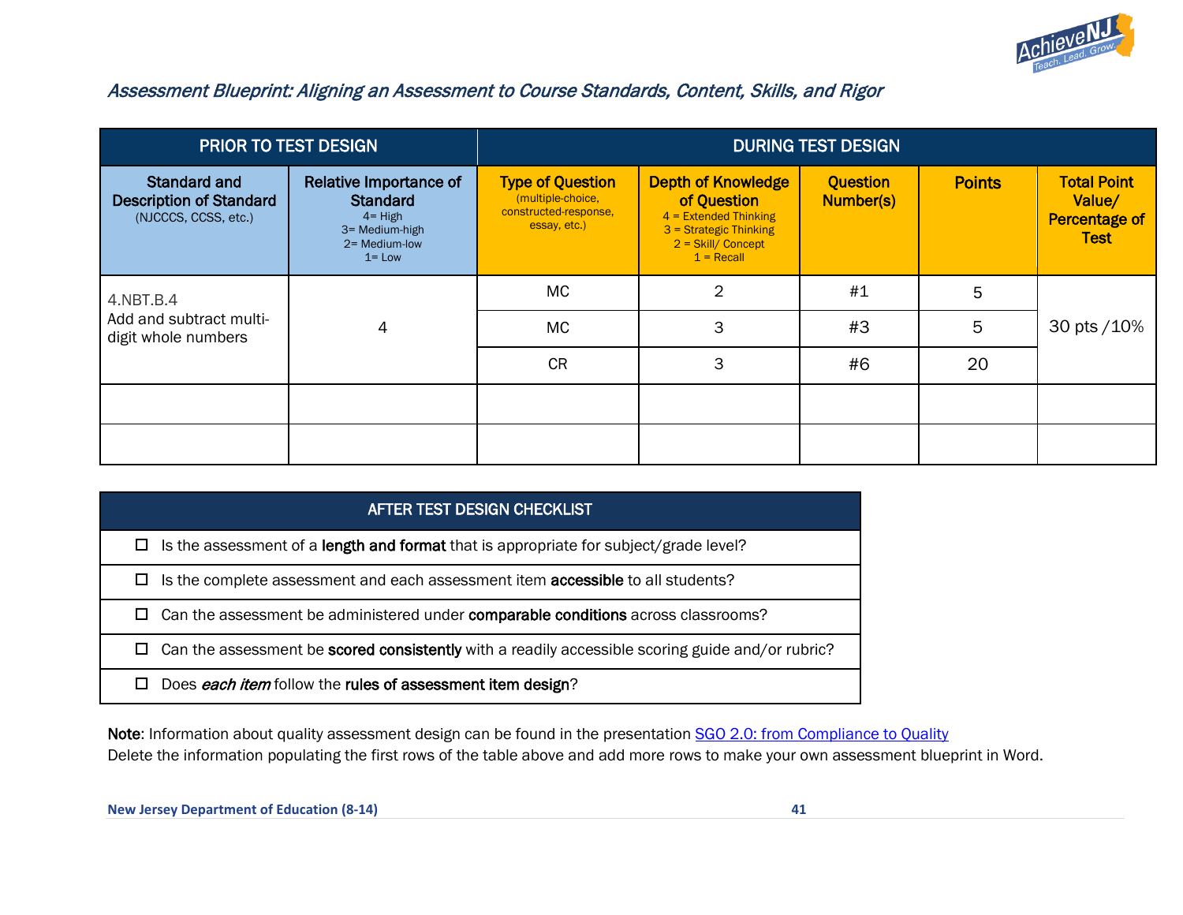*Assessment Blueprint: Aligning an Assessment to Course Standards, Content, Skills, and Rigor*

| PRIOR TO TEST DESIGN | | DURING TEST DESIGN | | | | |
|---|---|---|---|---|---|---|
| **Standard and Description of Standard** (NJCCCS, CCSS, etc.) | **Relative Importance of Standard** 4= High 3= Medium-high 2= Medium-low 1= Low | **Type of Question** (multiple-choice, constructed-response, essay, etc.) | **Depth of Knowledge of Question** 4 = Extended Thinking 3 = Strategic Thinking 2 = Skill/ Concept 1 = Recall | **Question Number(s)** | **Points** | **Total Point Value/ Percentage of Test** |
| 4.NBT.B.4 Add and subtract multi-digit whole numbers | 4 | MC | 2 | #1 | 5 | 30 pts /10% |
| | | MC | 3 | #3 | 5 | |
| | | CR | 3 | #6 | 20 | |
| | | | | | | |
| | | | | | | |

| AFTER TEST DESIGN CHECKLIST |
|---|
| ☐ Is the assessment of a **length and format** that is appropriate for subject/grade level? |
| ☐ Is the complete assessment and each assessment item **accessible** to all students? |
| ☐ Can the assessment be administered under **comparable conditions** across classrooms? |
| ☐ Can the assessment be **scored consistently** with a readily accessible scoring guide and/or rubric? |
| ☐ Does ***each item*** follow the **rules of assessment item design**? |

**Note**: Information about quality assessment design can be found in the presentation SGO 2.0: from Compliance to Quality
Delete the information populating the first rows of the table above and add more rows to make your own assessment blueprint in Word.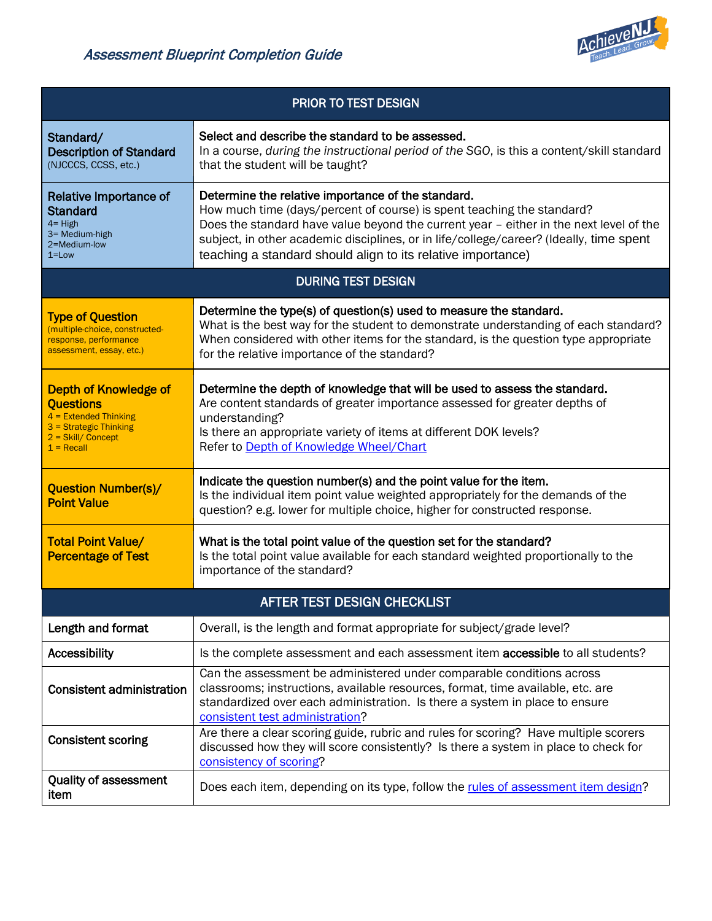# Assessment Blueprint Completion Guide

| | |
|---|---|
| **PRIOR TO TEST DESIGN** | |
| **Standard/ Description of Standard** (NJCCCS, CCSS, etc.) | **Select and describe the standard to be assessed.** In a course, *during the instructional period of the SGO*, is this a content/skill standard that the student will be taught? |
| **Relative Importance of Standard** 4= High 3= Medium-high 2=Medium-low 1=Low | **Determine the relative importance of the standard.** How much time (days/percent of course) is spent teaching the standard? Does the standard have value beyond the current year – either in the next level of the subject, in other academic disciplines, or in life/college/career? (Ideally, time spent teaching a standard should align to its relative importance) |
| **DURING TEST DESIGN** | |
| **Type of Question** (multiple-choice, constructed-response, performance assessment, essay, etc.) | **Determine the type(s) of question(s) used to measure the standard.** What is the best way for the student to demonstrate understanding of each standard? When considered with other items for the standard, is the question type appropriate for the relative importance of the standard? |
| **Depth of Knowledge of Questions** 4 = Extended Thinking 3 = Strategic Thinking 2 = Skill/ Concept 1 = Recall | **Determine the depth of knowledge that will be used to assess the standard.** Are content standards of greater importance assessed for greater depths of understanding? Is there an appropriate variety of items at different DOK levels? Refer to Depth of Knowledge Wheel/Chart |
| **Question Number(s)/ Point Value** | **Indicate the question number(s) and the point value for the item.** Is the individual item point value weighted appropriately for the demands of the question? e.g. lower for multiple choice, higher for constructed response. |
| **Total Point Value/ Percentage of Test** | **What is the total point value of the question set for the standard?** Is the total point value available for each standard weighted proportionally to the importance of the standard? |
| **AFTER TEST DESIGN CHECKLIST** | |
| **Length and format** | Overall, is the length and format appropriate for subject/grade level? |
| **Accessibility** | Is the complete assessment and each assessment item **accessible** to all students? |
| **Consistent administration** | Can the assessment be administered under comparable conditions across classrooms; instructions, available resources, format, time available, etc. are standardized over each administration. Is there a system in place to ensure consistent test administration? |
| **Consistent scoring** | Are there a clear scoring guide, rubric and rules for scoring? Have multiple scorers discussed how they will score consistently? Is there a system in place to check for consistency of scoring? |
| **Quality of assessment item** | Does each item, depending on its type, follow the rules of assessment item design? |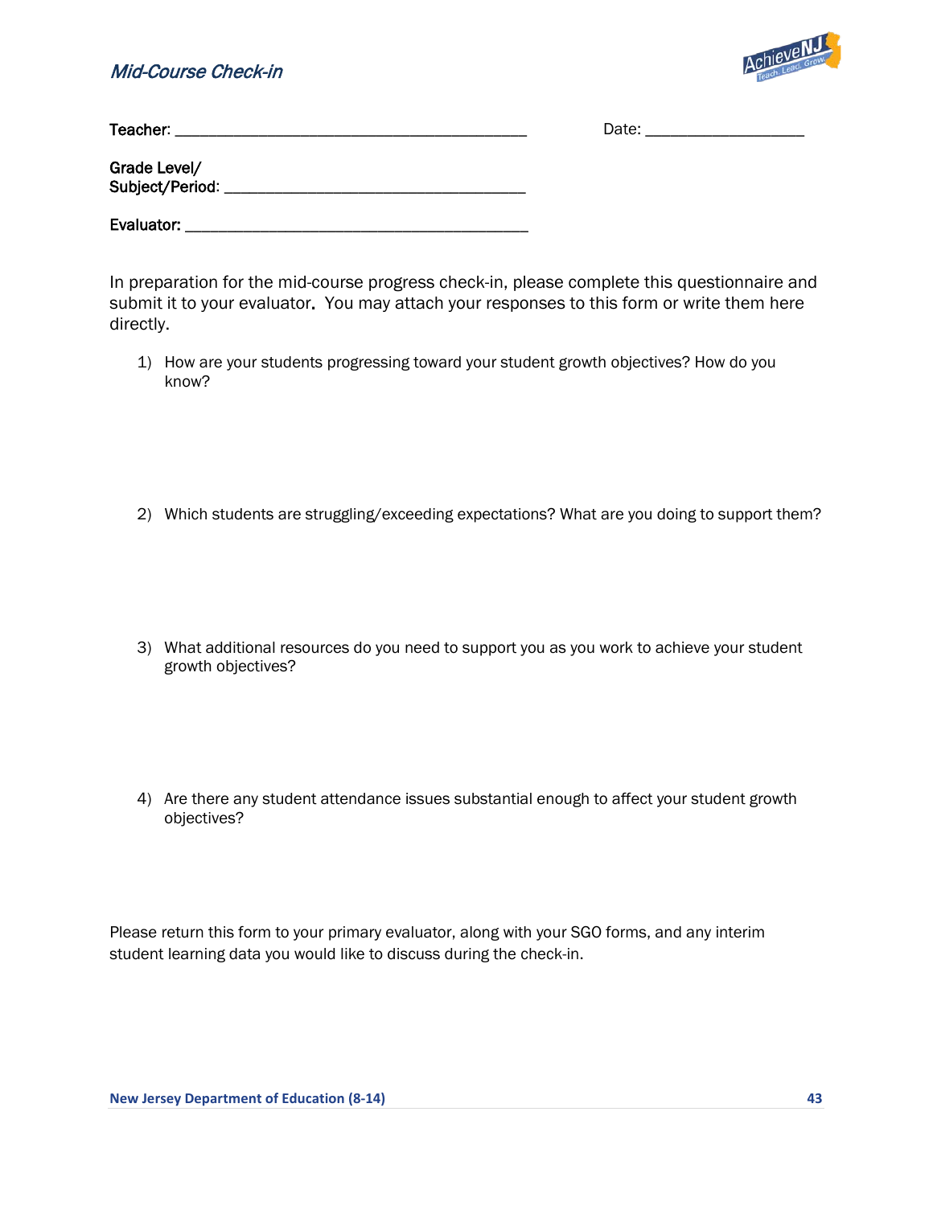*Mid-Course Check-in*

**Teacher:** ___________________________________________ Date: ___________________

**Grade Level/ Subject/Period:** ____________________________________

**Evaluator:** __________________________________________

In preparation for the mid-course progress check-in, please complete this questionnaire and submit it to your evaluator. You may attach your responses to this form or write them here directly.

1) How are your students progressing toward your student growth objectives? How do you know?

2) Which students are struggling/exceeding expectations? What are you doing to support them?

3) What additional resources do you need to support you as you work to achieve your student growth objectives?

4) Are there any student attendance issues substantial enough to affect your student growth objectives?

Please return this form to your primary evaluator, along with your SGO forms, and any interim student learning data you would like to discuss during the check-in.